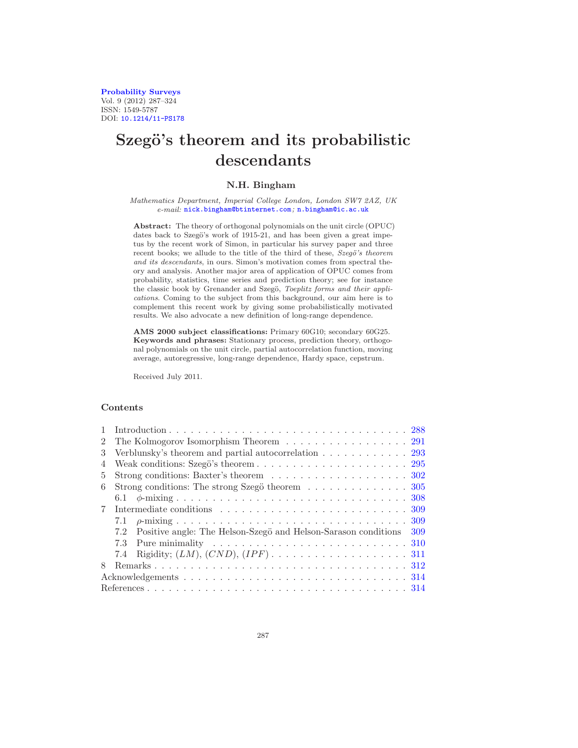Probability Surveys
Vol. 9 (2012) 287–324
ISSN: 1549-5787
DOI: 10.1214/11-PS178

# Szegö's theorem and its probabilistic descendants

**N.H. Bingham**

*Mathematics Department, Imperial College London, London SW7 2AZ, UK*
*e-mail:* nick.bingham@btinternet.com*;* n.bingham@ic.ac.uk

**Abstract:** The theory of orthogonal polynomials on the unit circle (OPUC) dates back to Szegö's work of 1915-21, and has been given a great impetus by the recent work of Simon, in particular his survey paper and three recent books; we allude to the title of the third of these, *Szegö's theorem and its descendants*, in ours. Simon's motivation comes from spectral theory and analysis. Another major area of application of OPUC comes from probability, statistics, time series and prediction theory; see for instance the classic book by Grenander and Szegö, *Toeplitz forms and their applications*. Coming to the subject from this background, our aim here is to complement this recent work by giving some probabilistically motivated results. We also advocate a new definition of long-range dependence.

**AMS 2000 subject classifications:** Primary 60G10; secondary 60G25.
**Keywords and phrases:** Stationary process, prediction theory, orthogonal polynomials on the unit circle, partial autocorrelation function, moving average, autoregressive, long-range dependence, Hardy space, cepstrum.

Received July 2011.

## Contents

1 Introduction . . . 288
2 The Kolmogorov Isomorphism Theorem . . . 291
3 Verblunsky's theorem and partial autocorrelation . . . 293
4 Weak conditions: Szegö's theorem . . . 295
5 Strong conditions: Baxter's theorem . . . 302
6 Strong conditions: The strong Szegö theorem . . . 305
  6.1 $\phi$-mixing . . . 308
7 Intermediate conditions . . . 309
  7.1 $\rho$-mixing . . . 309
  7.2 Positive angle: The Helson-Szegö and Helson-Sarason conditions . . . 309
  7.3 Pure minimality . . . 310
  7.4 Rigidity; $(LM)$, $(CND)$, $(IPF)$ . . . 311
8 Remarks . . . 312
Acknowledgements . . . 314
References . . . 314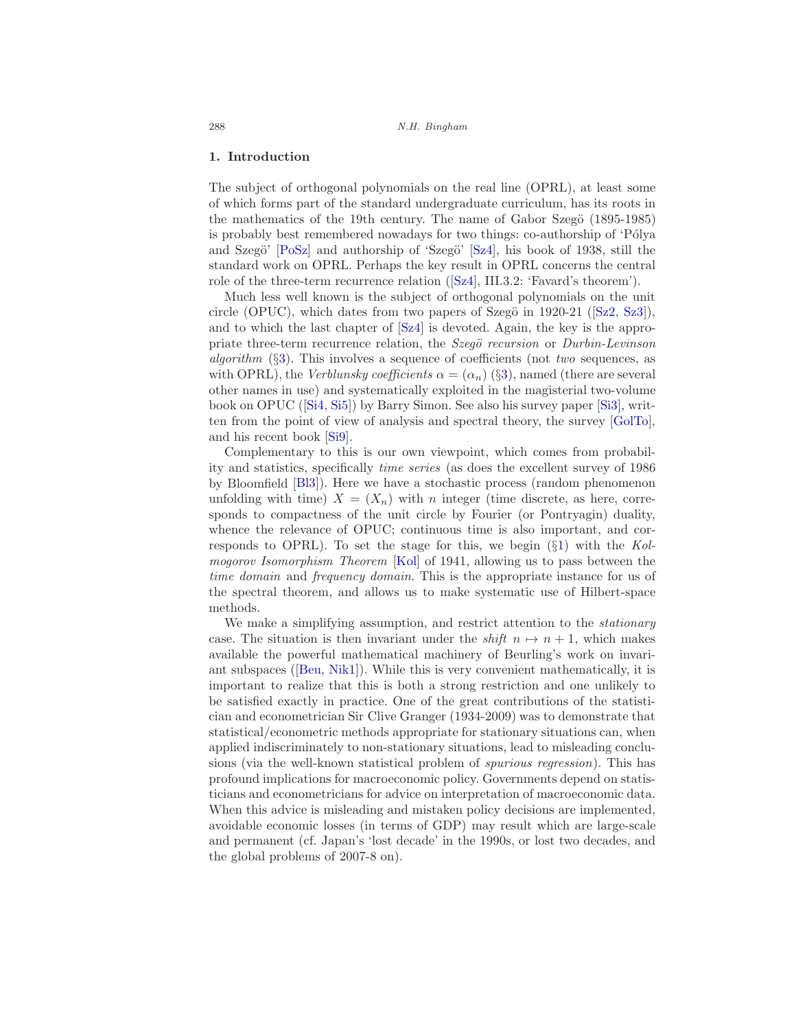## 1. Introduction

The subject of orthogonal polynomials on the real line (OPRL), at least some of which forms part of the standard undergraduate curriculum, has its roots in the mathematics of the 19th century. The name of Gabor Szegö (1895-1985) is probably best remembered nowadays for two things: co-authorship of 'Pólya and Szegö' [PoSz] and authorship of 'Szegö' [Sz4], his book of 1938, still the standard work on OPRL. Perhaps the key result in OPRL concerns the central role of the three-term recurrence relation ([Sz4], III.3.2: 'Favard's theorem').

Much less well known is the subject of orthogonal polynomials on the unit circle (OPUC), which dates from two papers of Szegö in 1920-21 ([Sz2, Sz3]), and to which the last chapter of [Sz4] is devoted. Again, the key is the appropriate three-term recurrence relation, the *Szegö recursion* or *Durbin-Levinson algorithm* (§3). This involves a sequence of coefficients (not *two* sequences, as with OPRL), the *Verblunsky coefficients* $\alpha = (\alpha_n)$ (§3), named (there are several other names in use) and systematically exploited in the magisterial two-volume book on OPUC ([Si4, Si5]) by Barry Simon. See also his survey paper [Si3], written from the point of view of analysis and spectral theory, the survey [GolTo], and his recent book [Si9].

Complementary to this is our own viewpoint, which comes from probability and statistics, specifically *time series* (as does the excellent survey of 1986 by Bloomfield [Bl3]). Here we have a stochastic process (random phenomenon unfolding with time) $X = (X_n)$ with $n$ integer (time discrete, as here, corresponds to compactness of the unit circle by Fourier (or Pontryagin) duality, whence the relevance of OPUC; continuous time is also important, and corresponds to OPRL). To set the stage for this, we begin (§1) with the *Kolmogorov Isomorphism Theorem* [Kol] of 1941, allowing us to pass between the *time domain* and *frequency domain*. This is the appropriate instance for us of the spectral theorem, and allows us to make systematic use of Hilbert-space methods.

We make a simplifying assumption, and restrict attention to the *stationary* case. The situation is then invariant under the *shift* $n \mapsto n + 1$, which makes available the powerful mathematical machinery of Beurling's work on invariant subspaces ([Beu, Nik1]). While this is very convenient mathematically, it is important to realize that this is both a strong restriction and one unlikely to be satisfied exactly in practice. One of the great contributions of the statistician and econometrician Sir Clive Granger (1934-2009) was to demonstrate that statistical/econometric methods appropriate for stationary situations can, when applied indiscriminately to non-stationary situations, lead to misleading conclusions (via the well-known statistical problem of *spurious regression*). This has profound implications for macroeconomic policy. Governments depend on statisticians and econometricians for advice on interpretation of macroeconomic data. When this advice is misleading and mistaken policy decisions are implemented, avoidable economic losses (in terms of GDP) may result which are large-scale and permanent (cf. Japan's 'lost decade' in the 1990s, or lost two decades, and the global problems of 2007-8 on).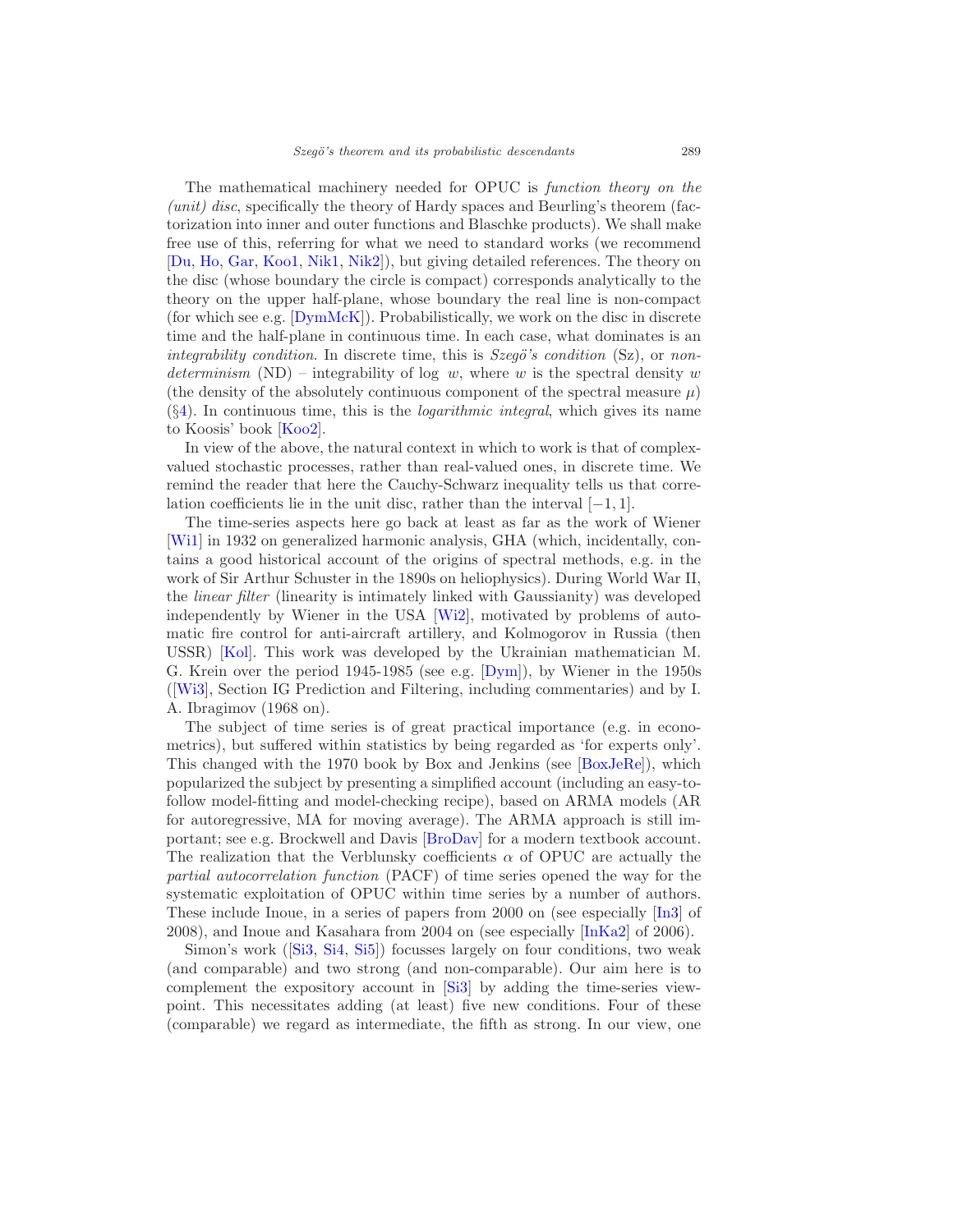The mathematical machinery needed for OPUC is *function theory on the (unit) disc*, specifically the theory of Hardy spaces and Beurling's theorem (factorization into inner and outer functions and Blaschke products). We shall make free use of this, referring for what we need to standard works (we recommend [Du, Ho, Gar, Koo1, Nik1, Nik2]), but giving detailed references. The theory on the disc (whose boundary the circle is compact) corresponds analytically to the theory on the upper half-plane, whose boundary the real line is non-compact (for which see e.g. [DymMcK]). Probabilistically, we work on the disc in discrete time and the half-plane in continuous time. In each case, what dominates is an *integrability condition*. In discrete time, this is *Szegö's condition* (Sz), or *non-determinism* (ND) – integrability of $\log\ w$, where $w$ is the spectral density $w$ (the density of the absolutely continuous component of the spectral measure $\mu$) (§4). In continuous time, this is the *logarithmic integral*, which gives its name to Koosis' book [Koo2].

In view of the above, the natural context in which to work is that of complex-valued stochastic processes, rather than real-valued ones, in discrete time. We remind the reader that here the Cauchy-Schwarz inequality tells us that correlation coefficients lie in the unit disc, rather than the interval $[-1, 1]$.

The time-series aspects here go back at least as far as the work of Wiener [Wi1] in 1932 on generalized harmonic analysis, GHA (which, incidentally, contains a good historical account of the origins of spectral methods, e.g. in the work of Sir Arthur Schuster in the 1890s on heliophysics). During World War II, the *linear filter* (linearity is intimately linked with Gaussianity) was developed independently by Wiener in the USA [Wi2], motivated by problems of automatic fire control for anti-aircraft artillery, and Kolmogorov in Russia (then USSR) [Kol]. This work was developed by the Ukrainian mathematician M. G. Krein over the period 1945-1985 (see e.g. [Dym]), by Wiener in the 1950s ([Wi3], Section IG Prediction and Filtering, including commentaries) and by I. A. Ibragimov (1968 on).

The subject of time series is of great practical importance (e.g. in econometrics), but suffered within statistics by being regarded as 'for experts only'. This changed with the 1970 book by Box and Jenkins (see [BoxJeRe]), which popularized the subject by presenting a simplified account (including an easy-to-follow model-fitting and model-checking recipe), based on ARMA models (AR for autoregressive, MA for moving average). The ARMA approach is still important; see e.g. Brockwell and Davis [BroDav] for a modern textbook account. The realization that the Verblunsky coefficients $\alpha$ of OPUC are actually the *partial autocorrelation function* (PACF) of time series opened the way for the systematic exploitation of OPUC within time series by a number of authors. These include Inoue, in a series of papers from 2000 on (see especially [In3] of 2008), and Inoue and Kasahara from 2004 on (see especially [InKa2] of 2006).

Simon's work ([Si3, Si4, Si5]) focusses largely on four conditions, two weak (and comparable) and two strong (and non-comparable). Our aim here is to complement the expository account in [Si3] by adding the time-series viewpoint. This necessitates adding (at least) five new conditions. Four of these (comparable) we regard as intermediate, the fifth as strong. In our view, one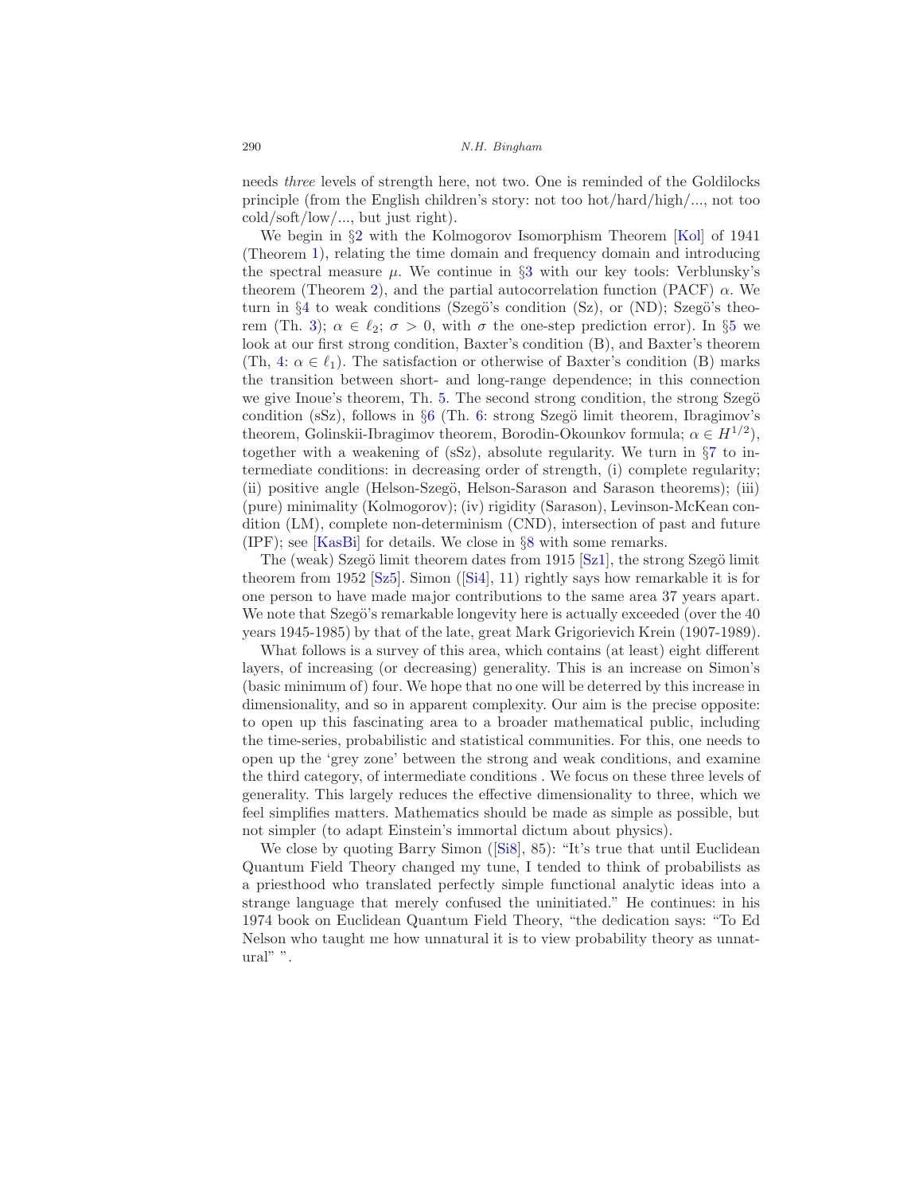needs *three* levels of strength here, not two. One is reminded of the Goldilocks principle (from the English children's story: not too hot/hard/high/..., not too cold/soft/low/..., but just right).

We begin in §2 with the Kolmogorov Isomorphism Theorem [Kol] of 1941 (Theorem 1), relating the time domain and frequency domain and introducing the spectral measure $\mu$. We continue in §3 with our key tools: Verblunsky's theorem (Theorem 2), and the partial autocorrelation function (PACF) $\alpha$. We turn in §4 to weak conditions (Szegö's condition (Sz), or (ND); Szegö's theorem (Th. 3); $\alpha \in \ell_2$; $\sigma > 0$, with $\sigma$ the one-step prediction error). In §5 we look at our first strong condition, Baxter's condition (B), and Baxter's theorem (Th, 4: $\alpha \in \ell_1$). The satisfaction or otherwise of Baxter's condition (B) marks the transition between short- and long-range dependence; in this connection we give Inoue's theorem, Th. 5. The second strong condition, the strong Szegö condition (sSz), follows in §6 (Th. 6: strong Szegö limit theorem, Ibragimov's theorem, Golinskii-Ibragimov theorem, Borodin-Okounkov formula; $\alpha \in H^{1/2}$), together with a weakening of (sSz), absolute regularity. We turn in §7 to intermediate conditions: in decreasing order of strength, (i) complete regularity; (ii) positive angle (Helson-Szegö, Helson-Sarason and Sarason theorems); (iii) (pure) minimality (Kolmogorov); (iv) rigidity (Sarason), Levinson-McKean condition (LM), complete non-determinism (CND), intersection of past and future (IPF); see [KasBi] for details. We close in §8 with some remarks.

The (weak) Szegö limit theorem dates from 1915 [Sz1], the strong Szegö limit theorem from 1952 [Sz5]. Simon ([Si4], 11) rightly says how remarkable it is for one person to have made major contributions to the same area 37 years apart. We note that Szegö's remarkable longevity here is actually exceeded (over the 40 years 1945-1985) by that of the late, great Mark Grigorievich Krein (1907-1989).

What follows is a survey of this area, which contains (at least) eight different layers, of increasing (or decreasing) generality. This is an increase on Simon's (basic minimum of) four. We hope that no one will be deterred by this increase in dimensionality, and so in apparent complexity. Our aim is the precise opposite: to open up this fascinating area to a broader mathematical public, including the time-series, probabilistic and statistical communities. For this, one needs to open up the 'grey zone' between the strong and weak conditions, and examine the third category, of intermediate conditions . We focus on these three levels of generality. This largely reduces the effective dimensionality to three, which we feel simplifies matters. Mathematics should be made as simple as possible, but not simpler (to adapt Einstein's immortal dictum about physics).

We close by quoting Barry Simon ([Si8], 85): "It's true that until Euclidean Quantum Field Theory changed my tune, I tended to think of probabilists as a priesthood who translated perfectly simple functional analytic ideas into a strange language that merely confused the uninitiated." He continues: in his 1974 book on Euclidean Quantum Field Theory, "the dedication says: "To Ed Nelson who taught me how unnatural it is to view probability theory as unnatural" ".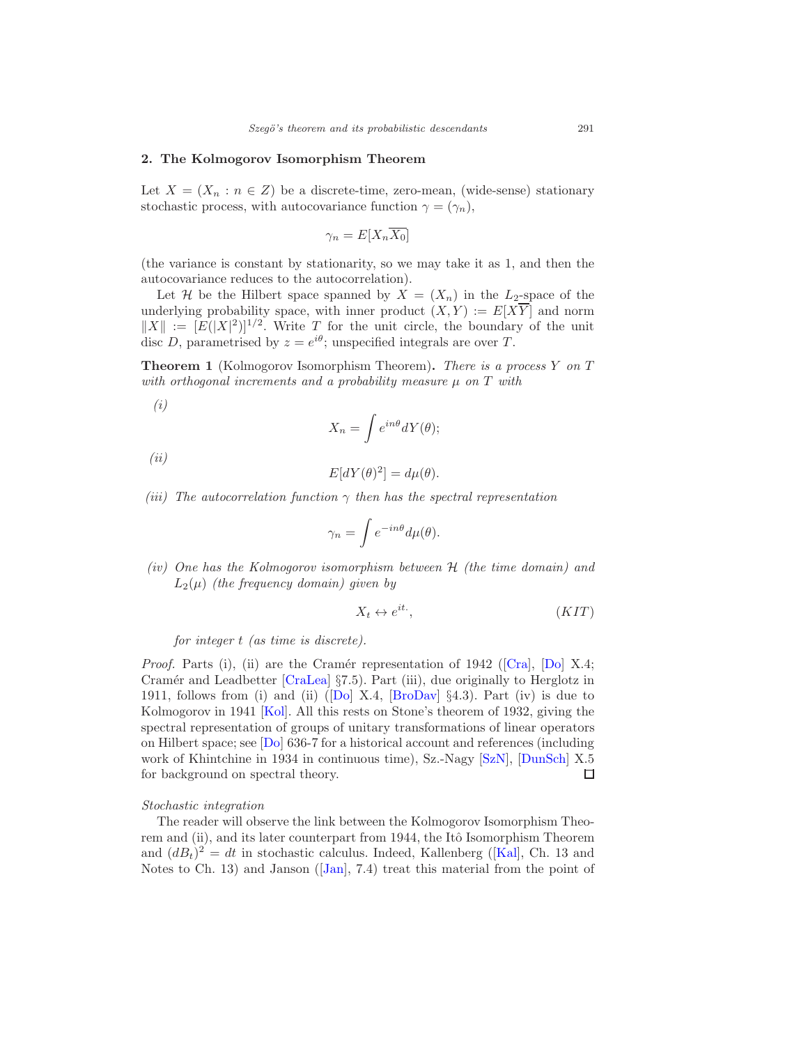## 2. The Kolmogorov Isomorphism Theorem

Let $X = (X_n : n \in Z)$ be a discrete-time, zero-mean, (wide-sense) stationary stochastic process, with autocovariance function $\gamma = (\gamma_n)$,

$$\gamma_n = E[X_n \overline{X_0}]$$

(the variance is constant by stationarity, so we may take it as 1, and then the autocovariance reduces to the autocorrelation).

Let $\mathcal{H}$ be the Hilbert space spanned by $X = (X_n)$ in the $L_2$-space of the underlying probability space, with inner product $(X, Y) := E[X\overline{Y}]$ and norm $\|X\| := [E(|X|^2)]^{1/2}$. Write $T$ for the unit circle, the boundary of the unit disc $D$, parametrised by $z = e^{i\theta}$; unspecified integrals are over $T$.

**Theorem 1** (Kolmogorov Isomorphism Theorem)**.** *There is a process $Y$ on $T$ with orthogonal increments and a probability measure $\mu$ on $T$ with*

*(i)*
$$X_n = \int e^{in\theta} dY(\theta);$$

*(ii)*
$$E[dY(\theta)^2] = d\mu(\theta).$$

*(iii) The autocorrelation function $\gamma$ then has the spectral representation*

$$\gamma_n = \int e^{-in\theta} d\mu(\theta).$$

*(iv) One has the Kolmogorov isomorphism between $\mathcal{H}$ (the time domain) and $L_2(\mu)$ (the frequency domain) given by*

$$X_t \leftrightarrow e^{it\cdot}, \qquad (KIT)$$

*for integer $t$ (as time is discrete).*

*Proof.* Parts (i), (ii) are the Cramér representation of 1942 ([Cra], [Do] X.4; Cramér and Leadbetter [CraLea] §7.5). Part (iii), due originally to Herglotz in 1911, follows from (i) and (ii) ([Do] X.4, [BroDav] §4.3). Part (iv) is due to Kolmogorov in 1941 [Kol]. All this rests on Stone's theorem of 1932, giving the spectral representation of groups of unitary transformations of linear operators on Hilbert space; see [Do] 636-7 for a historical account and references (including work of Khintchine in 1934 in continuous time), Sz.-Nagy [SzN], [DunSch] X.5 for background on spectral theory. □

*Stochastic integration*

The reader will observe the link between the Kolmogorov Isomorphism Theorem and (ii), and its later counterpart from 1944, the Itô Isomorphism Theorem and $(dB_t)^2 = dt$ in stochastic calculus. Indeed, Kallenberg ([Kal], Ch. 13 and Notes to Ch. 13) and Janson ([Jan], 7.4) treat this material from the point of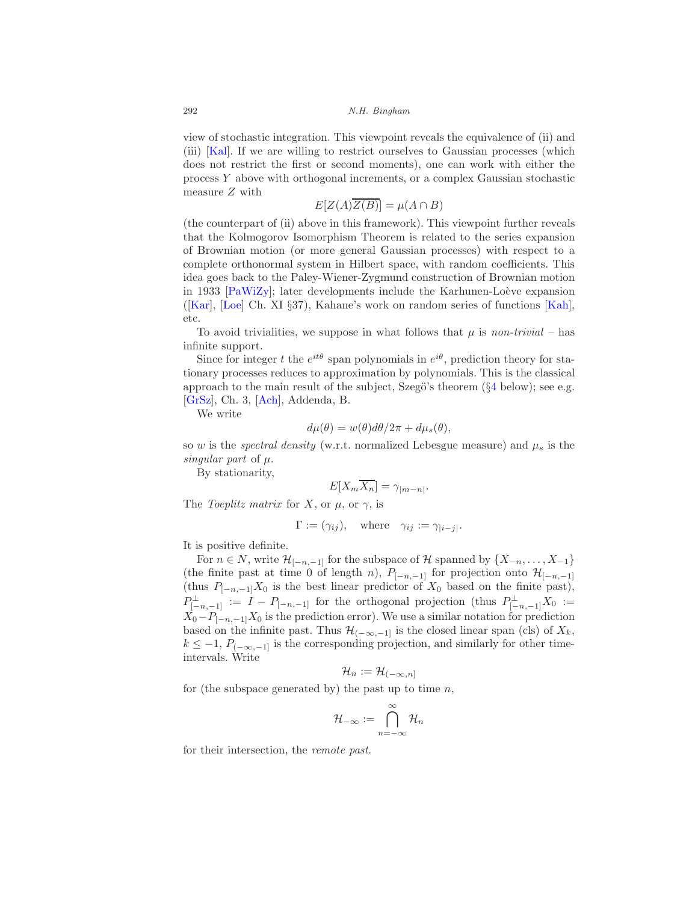view of stochastic integration. This viewpoint reveals the equivalence of (ii) and (iii) [Kal]. If we are willing to restrict ourselves to Gaussian processes (which does not restrict the first or second moments), one can work with either the process $Y$ above with orthogonal increments, or a complex Gaussian stochastic measure $Z$ with

$$E[Z(A)\overline{Z(B)}] = \mu(A \cap B)$$

(the counterpart of (ii) above in this framework). This viewpoint further reveals that the Kolmogorov Isomorphism Theorem is related to the series expansion of Brownian motion (or more general Gaussian processes) with respect to a complete orthonormal system in Hilbert space, with random coefficients. This idea goes back to the Paley-Wiener-Zygmund construction of Brownian motion in 1933 [PaWiZy]; later developments include the Karhunen-Loève expansion ([Kar], [Loe] Ch. XI §37), Kahane's work on random series of functions [Kah], etc.

To avoid trivialities, we suppose in what follows that $\mu$ is *non-trivial* – has infinite support.

Since for integer $t$ the $e^{it\theta}$ span polynomials in $e^{i\theta}$, prediction theory for stationary processes reduces to approximation by polynomials. This is the classical approach to the main result of the subject, Szegö's theorem (§4 below); see e.g. [GrSz], Ch. 3, [Ach], Addenda, B.

We write

$$d\mu(\theta) = w(\theta)d\theta/2\pi + d\mu_s(\theta),$$

so $w$ is the *spectral density* (w.r.t. normalized Lebesgue measure) and $\mu_s$ is the *singular part* of $\mu$.

By stationarity,

$$E[X_m\overline{X_n}] = \gamma_{|m-n|}.$$

The *Toeplitz matrix* for $X$, or $\mu$, or $\gamma$, is

$$\Gamma := (\gamma_{ij}), \quad \text{where} \quad \gamma_{ij} := \gamma_{|i-j|}.$$

It is positive definite.

For $n \in N$, write $\mathcal{H}_{[-n,-1]}$ for the subspace of $\mathcal{H}$ spanned by $\{X_{-n}, \dots, X_{-1}\}$ (the finite past at time 0 of length $n$), $P_{[-n,-1]}$ for projection onto $\mathcal{H}_{[-n,-1]}$ (thus $P_{[-n,-1]}X_0$ is the best linear predictor of $X_0$ based on the finite past), $P^{\perp}_{[-n,-1]} := I - P_{[-n,-1]}$ for the orthogonal projection (thus $P^{\perp}_{[-n,-1]}X_0 := X_0 - P_{[-n,-1]}X_0$ is the prediction error). We use a similar notation for prediction based on the infinite past. Thus $\mathcal{H}_{(-\infty,-1]}$ is the closed linear span (cls) of $X_k$, $k \leq -1$, $P_{(-\infty,-1]}$ is the corresponding projection, and similarly for other time-intervals. Write

$$\mathcal{H}_n := \mathcal{H}_{(-\infty,n]}$$

for (the subspace generated by) the past up to time $n$,

$$\mathcal{H}_{-\infty} := \bigcap_{n=-\infty}^{\infty} \mathcal{H}_n$$

for their intersection, the *remote past*.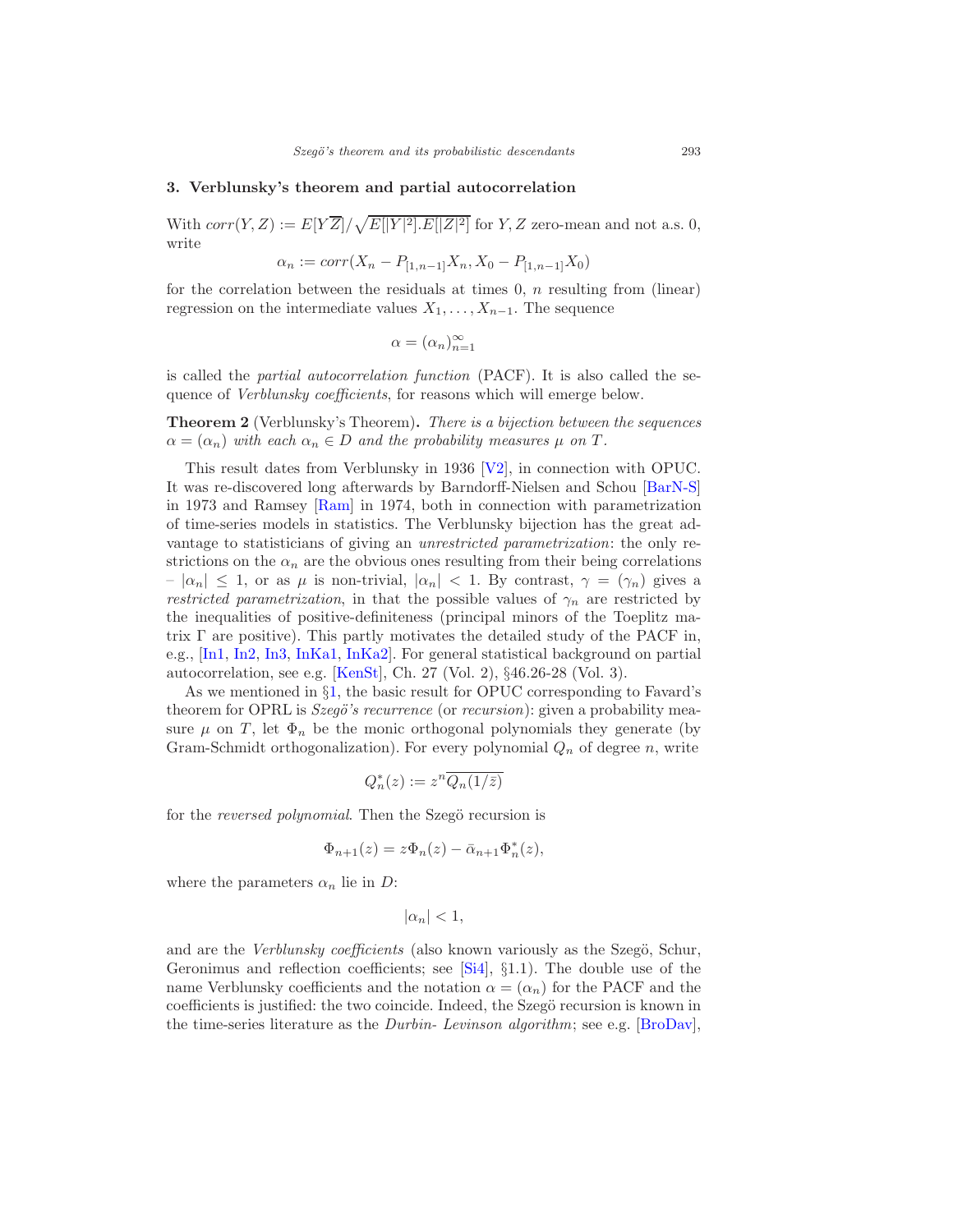## 3. Verblunsky's theorem and partial autocorrelation

With $corr(Y, Z) := E[Y\overline{Z}]/\sqrt{E[|Y|^2].E[|Z|^2]}$ for $Y, Z$ zero-mean and not a.s. 0, write

$$\alpha_n := corr(X_n - P_{[1,n-1]}X_n, X_0 - P_{[1,n-1]}X_0)$$

for the correlation between the residuals at times 0, $n$ resulting from (linear) regression on the intermediate values $X_1, \ldots, X_{n-1}$. The sequence

$$\alpha = (\alpha_n)_{n=1}^{\infty}$$

is called the *partial autocorrelation function* (PACF). It is also called the sequence of *Verblunsky coefficients*, for reasons which will emerge below.

**Theorem 2** (Verblunsky's Theorem)**.** *There is a bijection between the sequences $\alpha = (\alpha_n)$ with each $\alpha_n \in D$ and the probability measures $\mu$ on $T$.*

This result dates from Verblunsky in 1936 [V2], in connection with OPUC. It was re-discovered long afterwards by Barndorff-Nielsen and Schou [BarN-S] in 1973 and Ramsey [Ram] in 1974, both in connection with parametrization of time-series models in statistics. The Verblunsky bijection has the great advantage to statisticians of giving an *unrestricted parametrization*: the only restrictions on the $\alpha_n$ are the obvious ones resulting from their being correlations – $|\alpha_n| \leq 1$, or as $\mu$ is non-trivial, $|\alpha_n| < 1$. By contrast, $\gamma = (\gamma_n)$ gives a *restricted parametrization*, in that the possible values of $\gamma_n$ are restricted by the inequalities of positive-definiteness (principal minors of the Toeplitz matrix $\Gamma$ are positive). This partly motivates the detailed study of the PACF in, e.g., [In1, In2, In3, InKa1, InKa2]. For general statistical background on partial autocorrelation, see e.g. [KenSt], Ch. 27 (Vol. 2), §46.26-28 (Vol. 3).

As we mentioned in §1, the basic result for OPUC corresponding to Favard's theorem for OPRL is *Szegö's recurrence* (or *recursion*): given a probability measure $\mu$ on $T$, let $\Phi_n$ be the monic orthogonal polynomials they generate (by Gram-Schmidt orthogonalization). For every polynomial $Q_n$ of degree $n$, write

$$Q_n^*(z) := z^n \overline{Q_n(1/\bar{z})}$$

for the *reversed polynomial*. Then the Szegö recursion is

$$\Phi_{n+1}(z) = z\Phi_n(z) - \bar{\alpha}_{n+1}\Phi_n^*(z),$$

where the parameters $\alpha_n$ lie in $D$:

$$|\alpha_n| < 1,$$

and are the *Verblunsky coefficients* (also known variously as the Szegö, Schur, Geronimus and reflection coefficients; see [Si4], §1.1). The double use of the name Verblunsky coefficients and the notation $\alpha = (\alpha_n)$ for the PACF and the coefficients is justified: the two coincide. Indeed, the Szegö recursion is known in the time-series literature as the *Durbin- Levinson algorithm*; see e.g. [BroDav],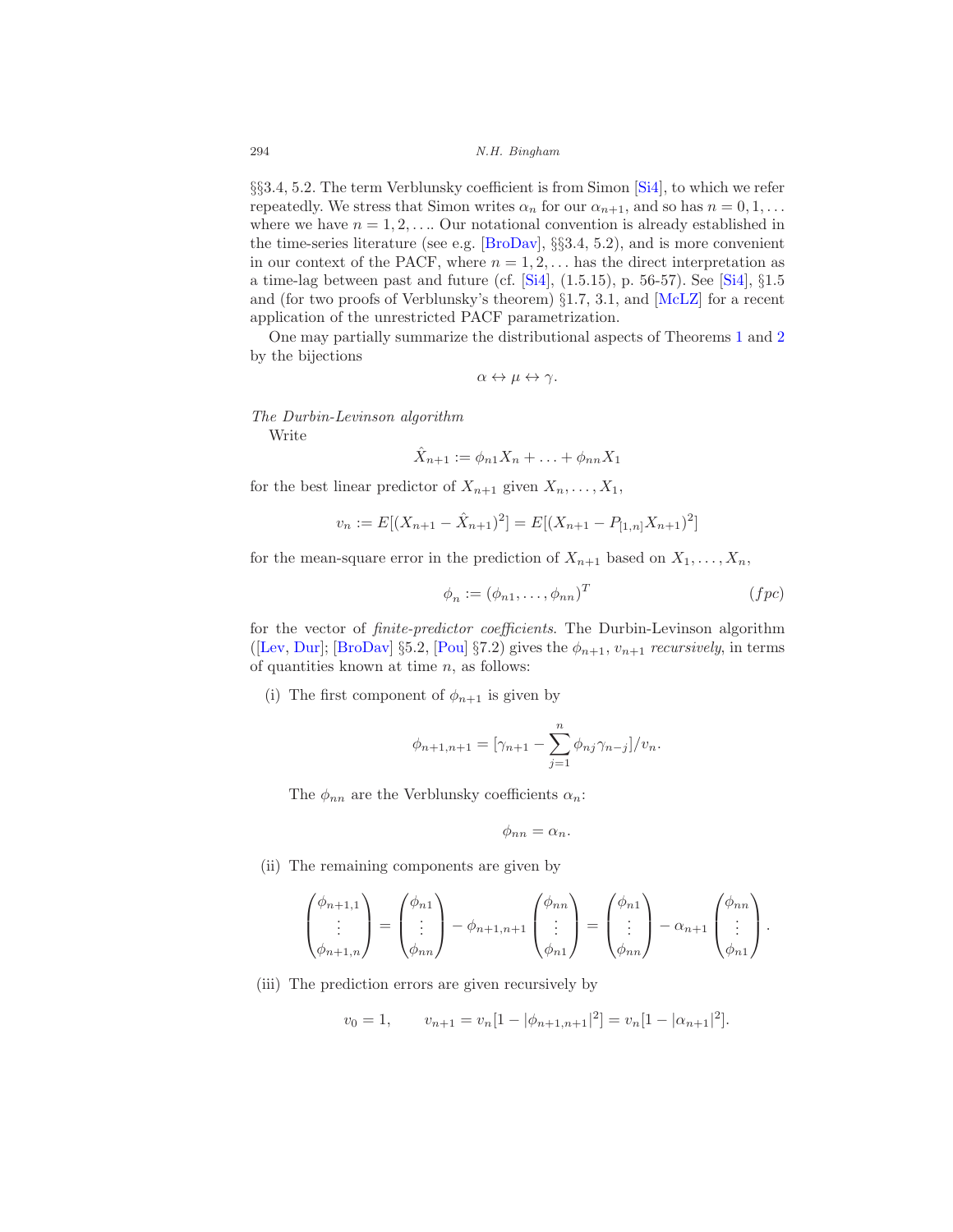§§3.4, 5.2. The term Verblunsky coefficient is from Simon [Si4], to which we refer repeatedly. We stress that Simon writes $\alpha_n$ for our $\alpha_{n+1}$, and so has $n = 0, 1, \ldots$ where we have $n = 1, 2, \ldots$. Our notational convention is already established in the time-series literature (see e.g. [BroDav], §§3.4, 5.2), and is more convenient in our context of the PACF, where $n = 1, 2, \ldots$ has the direct interpretation as a time-lag between past and future (cf. [Si4], (1.5.15), p. 56-57). See [Si4], §1.5 and (for two proofs of Verblunsky's theorem) §1.7, 3.1, and [McLZ] for a recent application of the unrestricted PACF parametrization.

One may partially summarize the distributional aspects of Theorems 1 and 2 by the bijections

$$\alpha \leftrightarrow \mu \leftrightarrow \gamma.$$

*The Durbin-Levinson algorithm*

Write

$$\hat{X}_{n+1} := \phi_{n1} X_n + \ldots + \phi_{nn} X_1$$

for the best linear predictor of $X_{n+1}$ given $X_n, \ldots, X_1$,

$$v_n := E[(X_{n+1} - \hat{X}_{n+1})^2] = E[(X_{n+1} - P_{[1,n]} X_{n+1})^2]$$

for the mean-square error in the prediction of $X_{n+1}$ based on $X_1, \ldots, X_n$,

$$\phi_n := (\phi_{n1}, \ldots, \phi_{nn})^T \qquad (fpc)$$

for the vector of *finite-predictor coefficients*. The Durbin-Levinson algorithm ([Lev, Dur]; [BroDav] §5.2, [Pou] §7.2) gives the $\phi_{n+1}$, $v_{n+1}$ *recursively*, in terms of quantities known at time $n$, as follows:

(i) The first component of $\phi_{n+1}$ is given by

$$\phi_{n+1,n+1} = [\gamma_{n+1} - \sum_{j=1}^{n} \phi_{nj} \gamma_{n-j}]/v_n.$$

The $\phi_{nn}$ are the Verblunsky coefficients $\alpha_n$:

$$\phi_{nn} = \alpha_n.$$

(ii) The remaining components are given by

$$\begin{pmatrix} \phi_{n+1,1} \\ \vdots \\ \phi_{n+1,n} \end{pmatrix} = \begin{pmatrix} \phi_{n1} \\ \vdots \\ \phi_{nn} \end{pmatrix} - \phi_{n+1,n+1} \begin{pmatrix} \phi_{nn} \\ \vdots \\ \phi_{n1} \end{pmatrix} = \begin{pmatrix} \phi_{n1} \\ \vdots \\ \phi_{nn} \end{pmatrix} - \alpha_{n+1} \begin{pmatrix} \phi_{nn} \\ \vdots \\ \phi_{n1} \end{pmatrix}.$$

(iii) The prediction errors are given recursively by

$$v_0 = 1, \qquad v_{n+1} = v_n[1 - |\phi_{n+1,n+1}|^2] = v_n[1 - |\alpha_{n+1}|^2].$$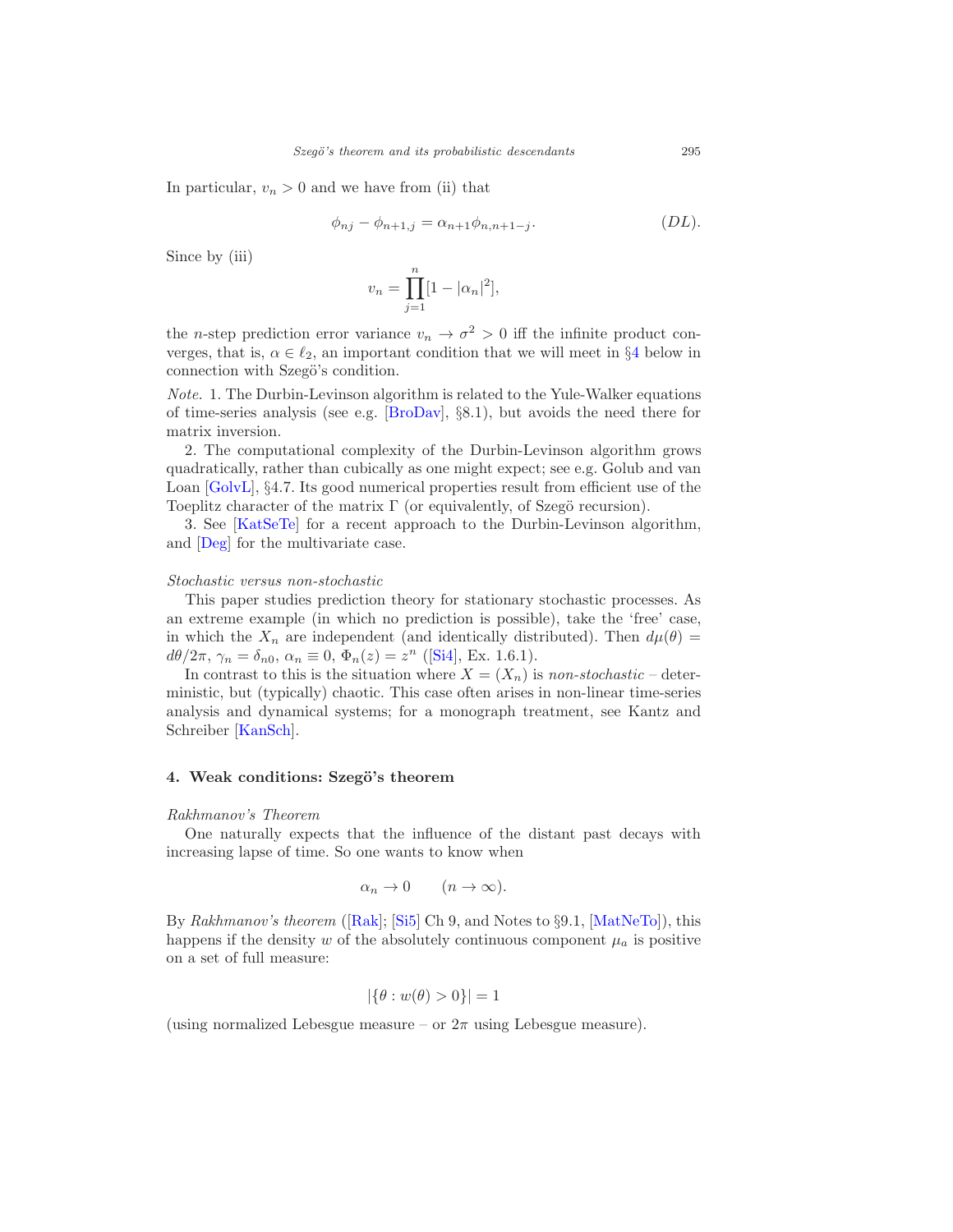In particular, $v_n > 0$ and we have from (ii) that

$$\phi_{nj} - \phi_{n+1,j} = \alpha_{n+1}\phi_{n,n+1-j}. \qquad (DL).$$

Since by (iii)

$$v_n = \prod_{j=1}^{n}[1 - |\alpha_n|^2],$$

the $n$-step prediction error variance $v_n \to \sigma^2 > 0$ iff the infinite product converges, that is, $\alpha \in \ell_2$, an important condition that we will meet in §4 below in connection with Szegö's condition.

*Note.* 1. The Durbin-Levinson algorithm is related to the Yule-Walker equations of time-series analysis (see e.g. [BroDav], §8.1), but avoids the need there for matrix inversion.

2. The computational complexity of the Durbin-Levinson algorithm grows quadratically, rather than cubically as one might expect; see e.g. Golub and van Loan [GolvL], §4.7. Its good numerical properties result from efficient use of the Toeplitz character of the matrix $\Gamma$ (or equivalently, of Szegö recursion).

3. See [KatSeTe] for a recent approach to the Durbin-Levinson algorithm, and [Deg] for the multivariate case.

*Stochastic versus non-stochastic*

This paper studies prediction theory for stationary stochastic processes. As an extreme example (in which no prediction is possible), take the 'free' case, in which the $X_n$ are independent (and identically distributed). Then $d\mu(\theta) = d\theta/2\pi$, $\gamma_n = \delta_{n0}$, $\alpha_n \equiv 0$, $\Phi_n(z) = z^n$ ([Si4], Ex. 1.6.1).

In contrast to this is the situation where $X = (X_n)$ is *non-stochastic* – deterministic, but (typically) chaotic. This case often arises in non-linear time-series analysis and dynamical systems; for a monograph treatment, see Kantz and Schreiber [KanSch].

## 4. Weak conditions: Szegö's theorem

*Rakhmanov's Theorem*

One naturally expects that the influence of the distant past decays with increasing lapse of time. So one wants to know when

$$\alpha_n \to 0 \qquad (n \to \infty).$$

By *Rakhmanov's theorem* ([Rak]; [Si5] Ch 9, and Notes to §9.1, [MatNeTo]), this happens if the density $w$ of the absolutely continuous component $\mu_a$ is positive on a set of full measure:

$$|\{\theta : w(\theta) > 0\}| = 1$$

(using normalized Lebesgue measure – or $2\pi$ using Lebesgue measure).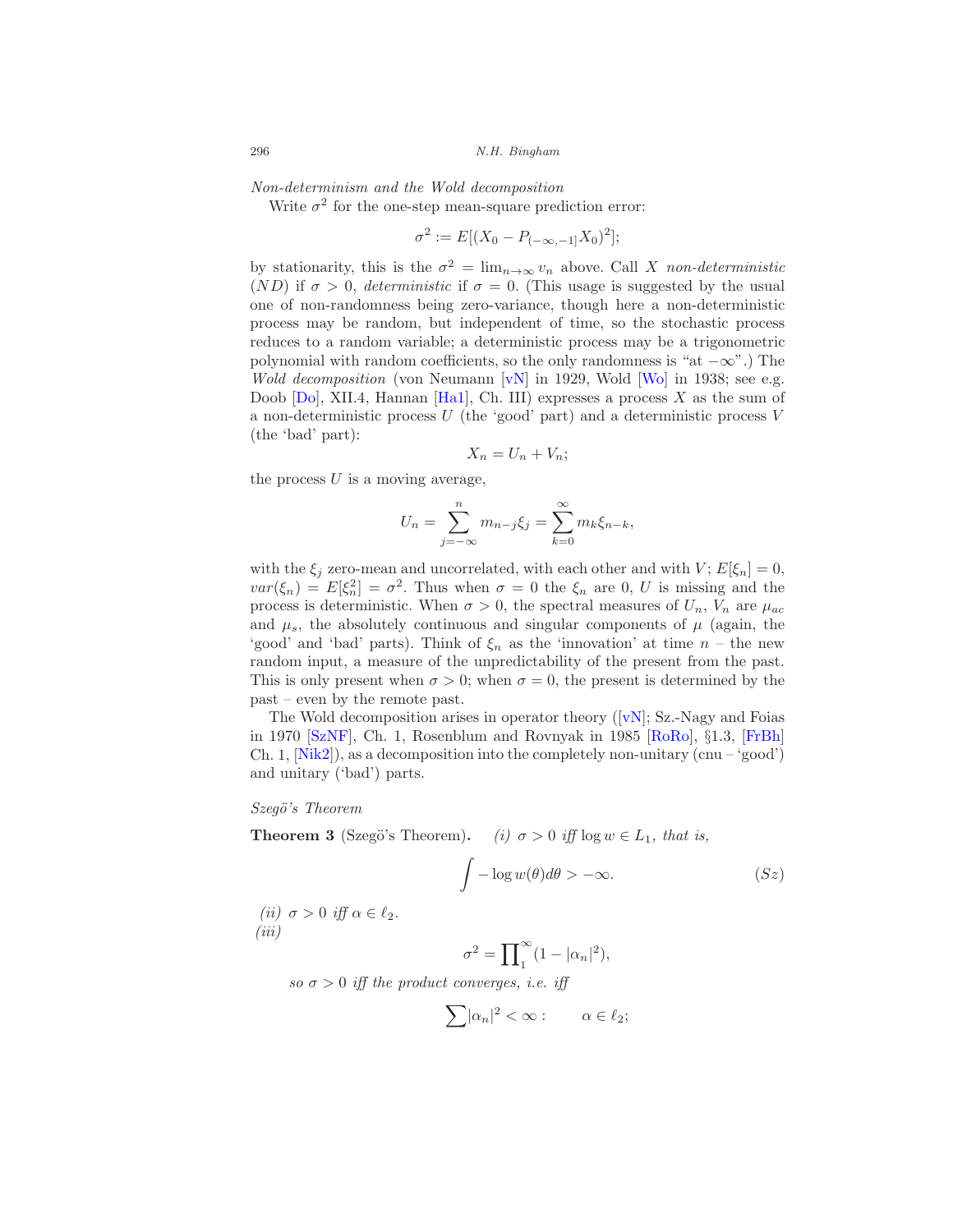*Non-determinism and the Wold decomposition*

Write $\sigma^2$ for the one-step mean-square prediction error:

$$\sigma^2 := E[(X_0 - P_{(-\infty,-1]}X_0)^2];$$

by stationarity, this is the $\sigma^2 = \lim_{n\to\infty} v_n$ above. Call $X$ *non-deterministic* ($ND$) if $\sigma > 0$, *deterministic* if $\sigma = 0$. (This usage is suggested by the usual one of non-randomness being zero-variance, though here a non-deterministic process may be random, but independent of time, so the stochastic process reduces to a random variable; a deterministic process may be a trigonometric polynomial with random coefficients, so the only randomness is "at $-\infty$".) The *Wold decomposition* (von Neumann [vN] in 1929, Wold [Wo] in 1938; see e.g. Doob [Do], XII.4, Hannan [Ha1], Ch. III) expresses a process $X$ as the sum of a non-deterministic process $U$ (the 'good' part) and a deterministic process $V$ (the 'bad' part):

$$X_n = U_n + V_n;$$

the process $U$ is a moving average,

$$U_n = \sum_{j=-\infty}^{n} m_{n-j}\xi_j = \sum_{k=0}^{\infty} m_k \xi_{n-k},$$

with the $\xi_j$ zero-mean and uncorrelated, with each other and with $V$; $E[\xi_n] = 0$, $var(\xi_n) = E[\xi_n^2] = \sigma^2$. Thus when $\sigma = 0$ the $\xi_n$ are 0, $U$ is missing and the process is deterministic. When $\sigma > 0$, the spectral measures of $U_n$, $V_n$ are $\mu_{ac}$ and $\mu_s$, the absolutely continuous and singular components of $\mu$ (again, the 'good' and 'bad' parts). Think of $\xi_n$ as the 'innovation' at time $n$ – the new random input, a measure of the unpredictability of the present from the past. This is only present when $\sigma > 0$; when $\sigma = 0$, the present is determined by the past – even by the remote past.

The Wold decomposition arises in operator theory ([vN]; Sz.-Nagy and Foias in 1970 [SzNF], Ch. 1, Rosenblum and Rovnyak in 1985 [RoRo], §1.3, [FrBh] Ch. 1, [Nik2]), as a decomposition into the completely non-unitary (cnu – 'good') and unitary ('bad') parts.

*Szegö's Theorem*

**Theorem 3** (Szegö's Theorem). *(i) $\sigma > 0$ iff $\log w \in L_1$, that is,*

$$\int -\log w(\theta)d\theta > -\infty. \tag{Sz}$$

*(ii) $\sigma > 0$ iff $\alpha \in \ell_2$.*

*(iii)*

$$\sigma^2 = \prod\nolimits_1^\infty (1 - |\alpha_n|^2),$$

*so $\sigma > 0$ iff the product converges, i.e. iff*

$$\sum |\alpha_n|^2 < \infty : \qquad \alpha \in \ell_2;$$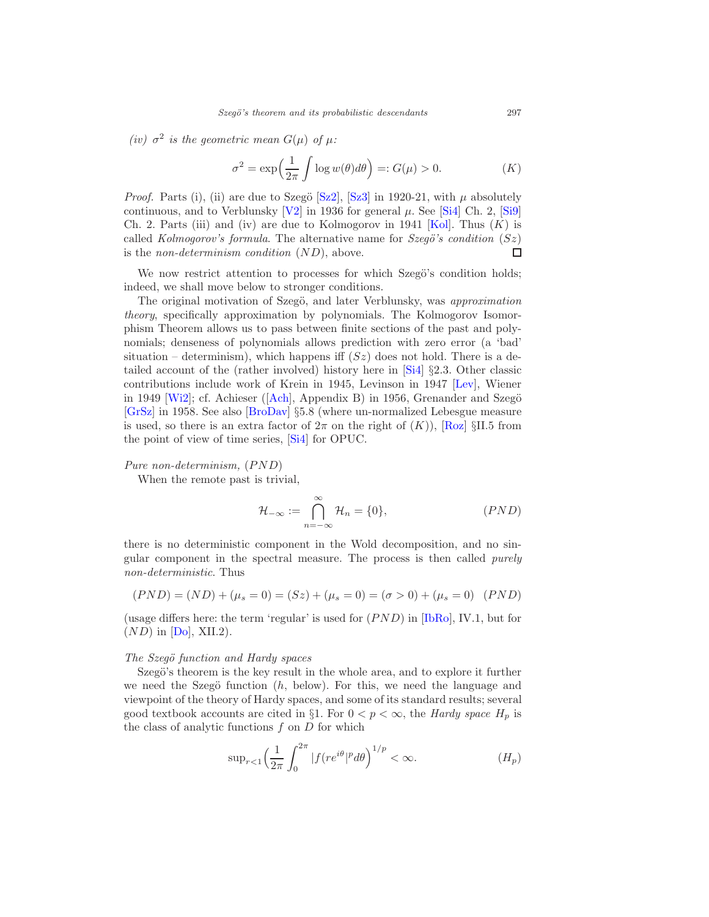*(iv)* $\sigma^2$ *is the geometric mean* $G(\mu)$ *of* $\mu$*:*

$$\sigma^2 = \exp\Big(\frac{1}{2\pi}\int \log w(\theta)d\theta\Big) =: G(\mu) > 0. \qquad (K)$$

*Proof.* Parts (i), (ii) are due to Szegö [Sz2], [Sz3] in 1920-21, with $\mu$ absolutely continuous, and to Verblunsky [V2] in 1936 for general $\mu$. See [Si4] Ch. 2, [Si9] Ch. 2. Parts (iii) and (iv) are due to Kolmogorov in 1941 [Kol]. Thus $(K)$ is called *Kolmogorov's formula*. The alternative name for *Szegö's condition* $(Sz)$ is the *non-determinism condition* $(ND)$, above. □

We now restrict attention to processes for which Szegö's condition holds; indeed, we shall move below to stronger conditions.

The original motivation of Szegö, and later Verblunsky, was *approximation theory*, specifically approximation by polynomials. The Kolmogorov Isomorphism Theorem allows us to pass between finite sections of the past and polynomials; denseness of polynomials allows prediction with zero error (a 'bad' situation – determinism), which happens iff $(Sz)$ does not hold. There is a detailed account of the (rather involved) history here in [Si4] §2.3. Other classic contributions include work of Krein in 1945, Levinson in 1947 [Lev], Wiener in 1949 [Wi2]; cf. Achieser ([Ach], Appendix B) in 1956, Grenander and Szegö [GrSz] in 1958. See also [BroDav] §5.8 (where un-normalized Lebesgue measure is used, so there is an extra factor of $2\pi$ on the right of $(K)$), [Roz] §II.5 from the point of view of time series, [Si4] for OPUC.

*Pure non-determinism,* $(PND)$

When the remote past is trivial,

$$\mathcal{H}_{-\infty} := \bigcap_{n=-\infty}^{\infty} \mathcal{H}_n = \{0\}, \qquad (PND)$$

there is no deterministic component in the Wold decomposition, and no singular component in the spectral measure. The process is then called *purely non-deterministic*. Thus

$$(PND) = (ND) + (\mu_s = 0) = (Sz) + (\mu_s = 0) = (\sigma > 0) + (\mu_s = 0) \quad (PND)$$

(usage differs here: the term 'regular' is used for $(PND)$ in [IbRo], IV.1, but for $(ND)$ in [Do], XII.2).

*The Szegö function and Hardy spaces*

Szegö's theorem is the key result in the whole area, and to explore it further we need the Szegö function ($h$, below). For this, we need the language and viewpoint of the theory of Hardy spaces, and some of its standard results; several good textbook accounts are cited in §1. For $0 < p < \infty$, the *Hardy space* $H_p$ is the class of analytic functions $f$ on $D$ for which

$$\sup_{r<1}\Big(\frac{1}{2\pi}\int_0^{2\pi} |f(re^{i\theta}|^p d\theta\Big)^{1/p} < \infty. \qquad (H_p)$$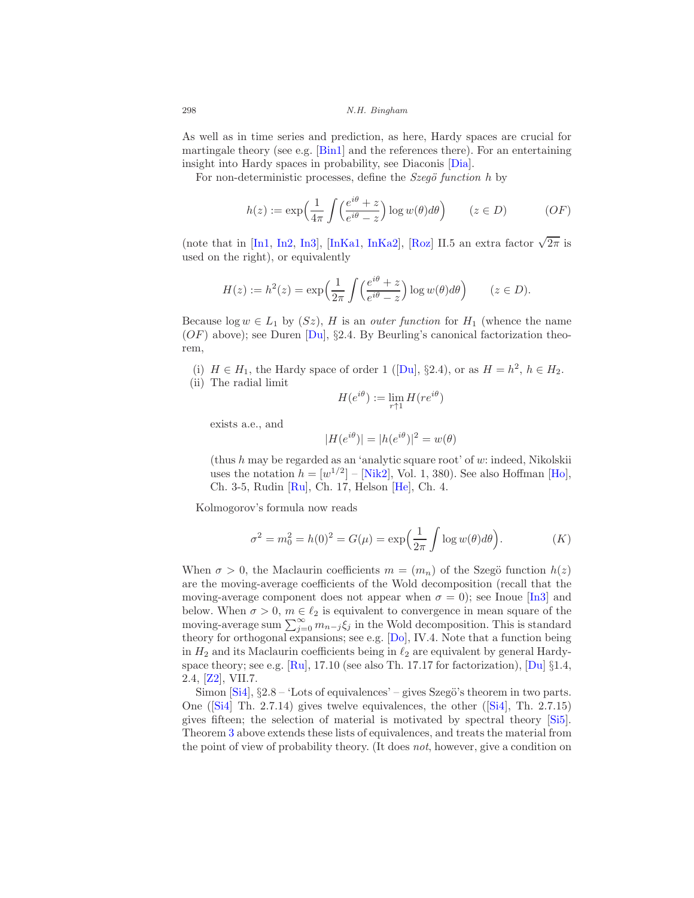As well as in time series and prediction, as here, Hardy spaces are crucial for martingale theory (see e.g. [Bin1] and the references there). For an entertaining insight into Hardy spaces in probability, see Diaconis [Dia].

For non-deterministic processes, define the *Szegö function* $h$ by

$$h(z) := \exp\Big(\frac{1}{4\pi}\int\Big(\frac{e^{i\theta}+z}{e^{i\theta}-z}\Big)\log w(\theta)d\theta\Big) \qquad (z \in D) \qquad\qquad (OF)$$

(note that in [In1, In2, In3], [InKa1, InKa2], [Roz] II.5 an extra factor $\sqrt{2\pi}$ is used on the right), or equivalently

$$H(z) := h^2(z) = \exp\Big(\frac{1}{2\pi}\int\Big(\frac{e^{i\theta}+z}{e^{i\theta}-z}\Big)\log w(\theta)d\theta\Big) \qquad (z \in D).$$

Because $\log w \in L_1$ by $(Sz)$, $H$ is an *outer function* for $H_1$ (whence the name $(OF)$ above); see Duren [Du], §2.4. By Beurling's canonical factorization theorem,

(i) $H \in H_1$, the Hardy space of order 1 ([Du], §2.4), or as $H = h^2$, $h \in H_2$.

(ii) The radial limit

$$H(e^{i\theta}) := \lim_{r\uparrow 1} H(re^{i\theta})$$

exists a.e., and

$$|H(e^{i\theta})| = |h(e^{i\theta})|^2 = w(\theta)$$

(thus $h$ may be regarded as an 'analytic square root' of $w$: indeed, Nikolskii uses the notation $h = [w^{1/2}]$ – [Nik2], Vol. 1, 380). See also Hoffman [Ho], Ch. 3-5, Rudin [Ru], Ch. 17, Helson [He], Ch. 4.

Kolmogorov's formula now reads

$$\sigma^2 = m_0^2 = h(0)^2 = G(\mu) = \exp\Big(\frac{1}{2\pi}\int \log w(\theta)d\theta\Big). \qquad\qquad (K)$$

When $\sigma > 0$, the Maclaurin coefficients $m = (m_n)$ of the Szegö function $h(z)$ are the moving-average coefficients of the Wold decomposition (recall that the moving-average component does not appear when $\sigma = 0$); see Inoue [In3] and below. When $\sigma > 0$, $m \in \ell_2$ is equivalent to convergence in mean square of the moving-average sum $\sum_{j=0}^{\infty} m_{n-j}\xi_j$ in the Wold decomposition. This is standard theory for orthogonal expansions; see e.g. [Do], IV.4. Note that a function being in $H_2$ and its Maclaurin coefficients being in $\ell_2$ are equivalent by general Hardy-space theory; see e.g. [Ru], 17.10 (see also Th. 17.17 for factorization), [Du] §1.4, 2.4, [Z2], VII.7.

Simon [Si4], §2.8 – 'Lots of equivalences' – gives Szegö's theorem in two parts. One ([Si4] Th. 2.7.14) gives twelve equivalences, the other ([Si4], Th. 2.7.15) gives fifteen; the selection of material is motivated by spectral theory [Si5]. Theorem 3 above extends these lists of equivalences, and treats the material from the point of view of probability theory. (It does *not*, however, give a condition on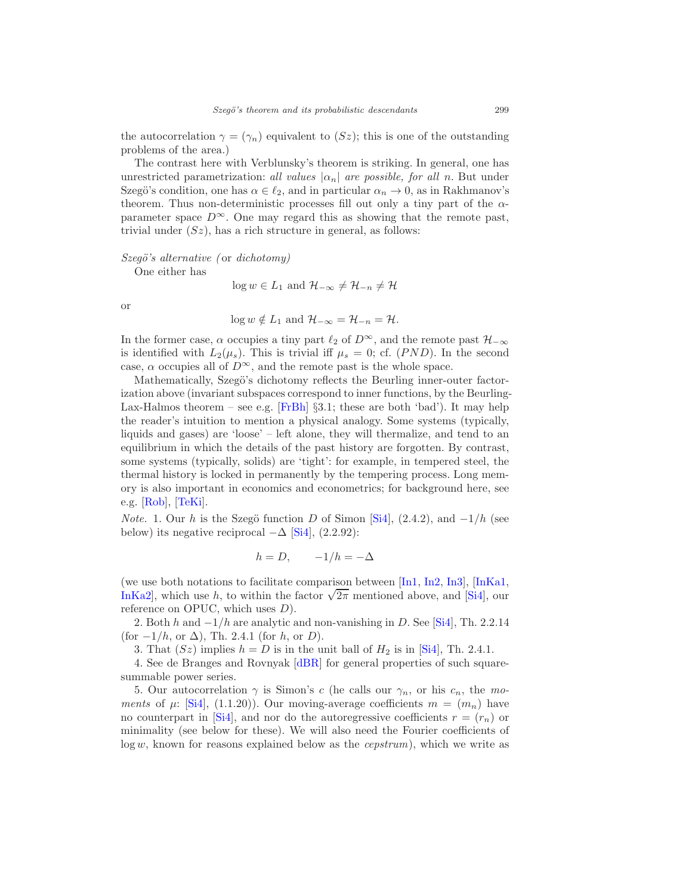the autocorrelation $\gamma = (\gamma_n)$ equivalent to $(Sz)$; this is one of the outstanding problems of the area.)

The contrast here with Verblunsky's theorem is striking. In general, one has unrestricted parametrization: *all values* $|\alpha_n|$ *are possible, for all* $n$. But under Szegö's condition, one has $\alpha \in \ell_2$, and in particular $\alpha_n \to 0$, as in Rakhmanov's theorem. Thus non-deterministic processes fill out only a tiny part of the $\alpha$-parameter space $D^\infty$. One may regard this as showing that the remote past, trivial under $(Sz)$, has a rich structure in general, as follows:

*Szegö's alternative (*or *dichotomy)*

One either has

$$\log w \in L_1 \text{ and } \mathcal{H}_{-\infty} \neq \mathcal{H}_{-n} \neq \mathcal{H}$$

or

$$\log w \notin L_1 \text{ and } \mathcal{H}_{-\infty} = \mathcal{H}_{-n} = \mathcal{H}.$$

In the former case, $\alpha$ occupies a tiny part $\ell_2$ of $D^\infty$, and the remote past $\mathcal{H}_{-\infty}$ is identified with $L_2(\mu_s)$. This is trivial iff $\mu_s = 0$; cf. $(PND)$. In the second case, $\alpha$ occupies all of $D^\infty$, and the remote past is the whole space.

Mathematically, Szegö's dichotomy reflects the Beurling inner-outer factorization above (invariant subspaces correspond to inner functions, by the Beurling-Lax-Halmos theorem – see e.g. [FrBh] §3.1; these are both 'bad'). It may help the reader's intuition to mention a physical analogy. Some systems (typically, liquids and gases) are 'loose' – left alone, they will thermalize, and tend to an equilibrium in which the details of the past history are forgotten. By contrast, some systems (typically, solids) are 'tight': for example, in tempered steel, the thermal history is locked in permanently by the tempering process. Long memory is also important in economics and econometrics; for background here, see e.g. [Rob], [TeKi].

*Note.* 1. Our $h$ is the Szegö function $D$ of Simon [Si4], (2.4.2), and $-1/h$ (see below) its negative reciprocal $-\Delta$ [Si4], (2.2.92):

$$h = D, \qquad -1/h = -\Delta$$

(we use both notations to facilitate comparison between [In1, In2, In3], [InKa1, InKa2], which use $h$, to within the factor $\sqrt{2\pi}$ mentioned above, and [Si4], our reference on OPUC, which uses $D$).

2. Both $h$ and $-1/h$ are analytic and non-vanishing in $D$. See [Si4], Th. 2.2.14 (for $-1/h$, or $\Delta$), Th. 2.4.1 (for $h$, or $D$).

3. That $(Sz)$ implies $h = D$ is in the unit ball of $H_2$ is in [Si4], Th. 2.4.1.

4. See de Branges and Rovnyak [dBR] for general properties of such square-summable power series.

5. Our autocorrelation $\gamma$ is Simon's $c$ (he calls our $\gamma_n$, or his $c_n$, the *moments* of $\mu$: [Si4], (1.1.20)). Our moving-average coefficients $m = (m_n)$ have no counterpart in [Si4], and nor do the autoregressive coefficients $r = (r_n)$ or minimality (see below for these). We will also need the Fourier coefficients of $\log w$, known for reasons explained below as the *cepstrum*), which we write as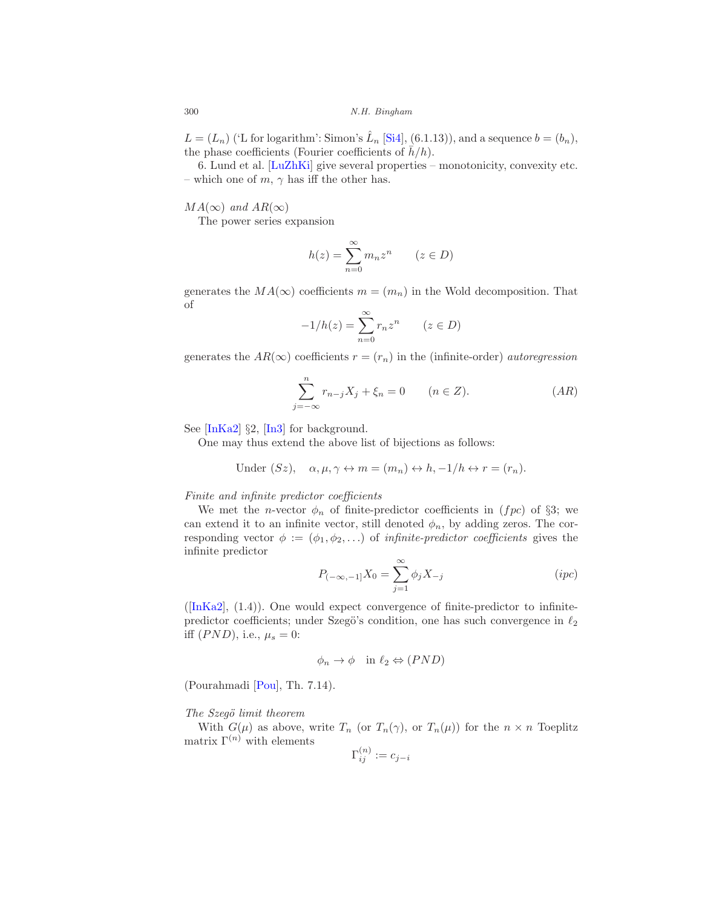$L = (L_n)$ ('L for logarithm': Simon's $\hat{L}_n$ [Si4], (6.1.13)), and a sequence $b = (b_n)$, the phase coefficients (Fourier coefficients of $\bar{h}/h$).

6. Lund et al. [LuZhKi] give several properties – monotonicity, convexity etc. – which one of $m$, $\gamma$ has iff the other has.

*$MA(\infty)$ and $AR(\infty)$*

The power series expansion

$$h(z) = \sum_{n=0}^{\infty} m_n z^n \qquad (z \in D)$$

generates the $MA(\infty)$ coefficients $m = (m_n)$ in the Wold decomposition. That of

$$-1/h(z) = \sum_{n=0}^{\infty} r_n z^n \qquad (z \in D)$$

generates the $AR(\infty)$ coefficients $r = (r_n)$ in the (infinite-order) *autoregression*

$$\sum_{j=-\infty}^{n} r_{n-j} X_j + \xi_n = 0 \qquad (n \in Z). \qquad (AR)$$

See [InKa2] §2, [In3] for background.

One may thus extend the above list of bijections as follows:

$$\text{Under } (Sz), \quad \alpha, \mu, \gamma \leftrightarrow m = (m_n) \leftrightarrow h, -1/h \leftrightarrow r = (r_n).$$

*Finite and infinite predictor coefficients*

We met the $n$-vector $\phi_n$ of finite-predictor coefficients in $(fpc)$ of §3; we can extend it to an infinite vector, still denoted $\phi_n$, by adding zeros. The corresponding vector $\phi := (\phi_1, \phi_2, \ldots)$ of *infinite-predictor coefficients* gives the infinite predictor

$$P_{(-\infty,-1]} X_0 = \sum_{j=1}^{\infty} \phi_j X_{-j} \qquad (ipc)$$

([InKa2], (1.4)). One would expect convergence of finite-predictor to infinite-predictor coefficients; under Szegö's condition, one has such convergence in $\ell_2$ iff $(PND)$, i.e., $\mu_s = 0$:

$$\phi_n \to \phi \quad \text{in } \ell_2 \Leftrightarrow (PND)$$

(Pourahmadi [Pou], Th. 7.14).

*The Szegö limit theorem*

With $G(\mu)$ as above, write $T_n$ (or $T_n(\gamma)$, or $T_n(\mu)$) for the $n \times n$ Toeplitz matrix $\Gamma^{(n)}$ with elements

$$\Gamma^{(n)}_{ij} := c_{j-i}$$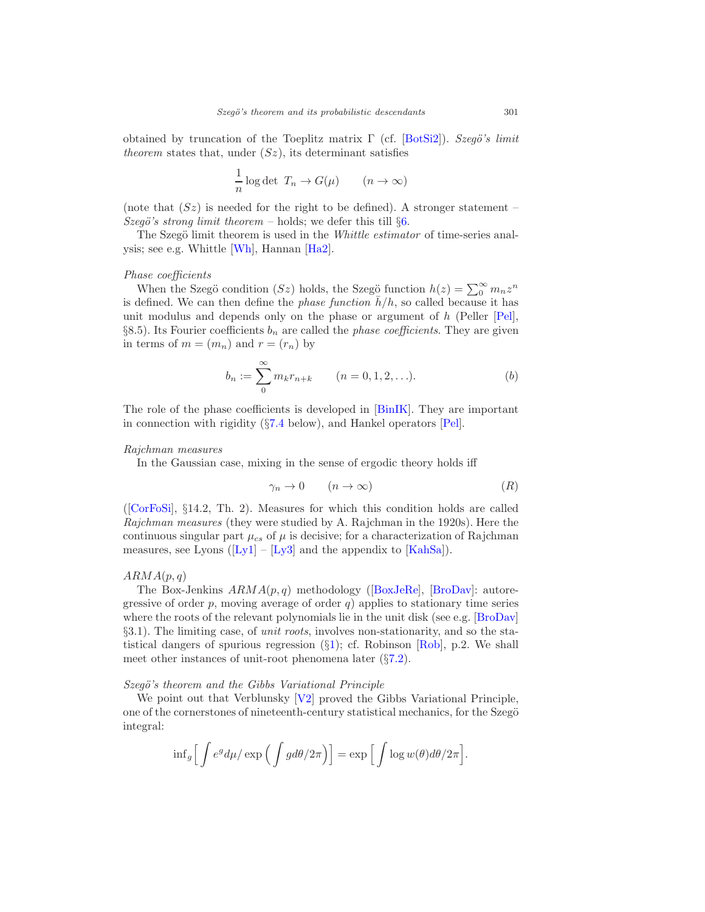obtained by truncation of the Toeplitz matrix $\Gamma$ (cf. [BotSi2]). *Szegö's limit theorem* states that, under $(Sz)$, its determinant satisfies

$$\frac{1}{n} \log \det \ T_n \to G(\mu) \qquad (n \to \infty)$$

(note that $(Sz)$ is needed for the right to be defined). A stronger statement – *Szegö's strong limit theorem* – holds; we defer this till §6.

The Szegö limit theorem is used in the *Whittle estimator* of time-series analysis; see e.g. Whittle [Wh], Hannan [Ha2].

*Phase coefficients*

When the Szegö condition $(Sz)$ holds, the Szegö function $h(z) = \sum_0^\infty m_n z^n$ is defined. We can then define the *phase function* $\bar{h}/h$, so called because it has unit modulus and depends only on the phase or argument of $h$ (Peller [Pel], §8.5). Its Fourier coefficients $b_n$ are called the *phase coefficients*. They are given in terms of $m = (m_n)$ and $r = (r_n)$ by

$$b_n := \sum_0^\infty m_k r_{n+k} \qquad (n = 0, 1, 2, \ldots). \tag{$b$}$$

The role of the phase coefficients is developed in [BinIK]. They are important in connection with rigidity (§7.4 below), and Hankel operators [Pel].

*Rajchman measures*

In the Gaussian case, mixing in the sense of ergodic theory holds iff

$$\gamma_n \to 0 \qquad (n \to \infty) \tag{$R$}$$

([CorFoSi], §14.2, Th. 2). Measures for which this condition holds are called *Rajchman measures* (they were studied by A. Rajchman in the 1920s). Here the continuous singular part $\mu_{cs}$ of $\mu$ is decisive; for a characterization of Rajchman measures, see Lyons ([Ly1] – [Ly3] and the appendix to [KahSa]).

*ARMA(p, q)*

The Box-Jenkins $ARMA(p, q)$ methodology ([BoxJeRe], [BroDav]: autoregressive of order $p$, moving average of order $q$) applies to stationary time series where the roots of the relevant polynomials lie in the unit disk (see e.g. [BroDav] §3.1). The limiting case, of *unit roots*, involves non-stationarity, and so the statistical dangers of spurious regression (§1); cf. Robinson [Rob], p.2. We shall meet other instances of unit-root phenomena later (§7.2).

*Szegö's theorem and the Gibbs Variational Principle*

We point out that Verblunsky [V2] proved the Gibbs Variational Principle, one of the cornerstones of nineteenth-century statistical mechanics, for the Szegö integral:

$$\inf_g \Big[ \int e^g d\mu / \exp\Big( \int g d\theta/2\pi \Big) \Big] = \exp\Big[ \int \log w(\theta) d\theta/2\pi \Big].$$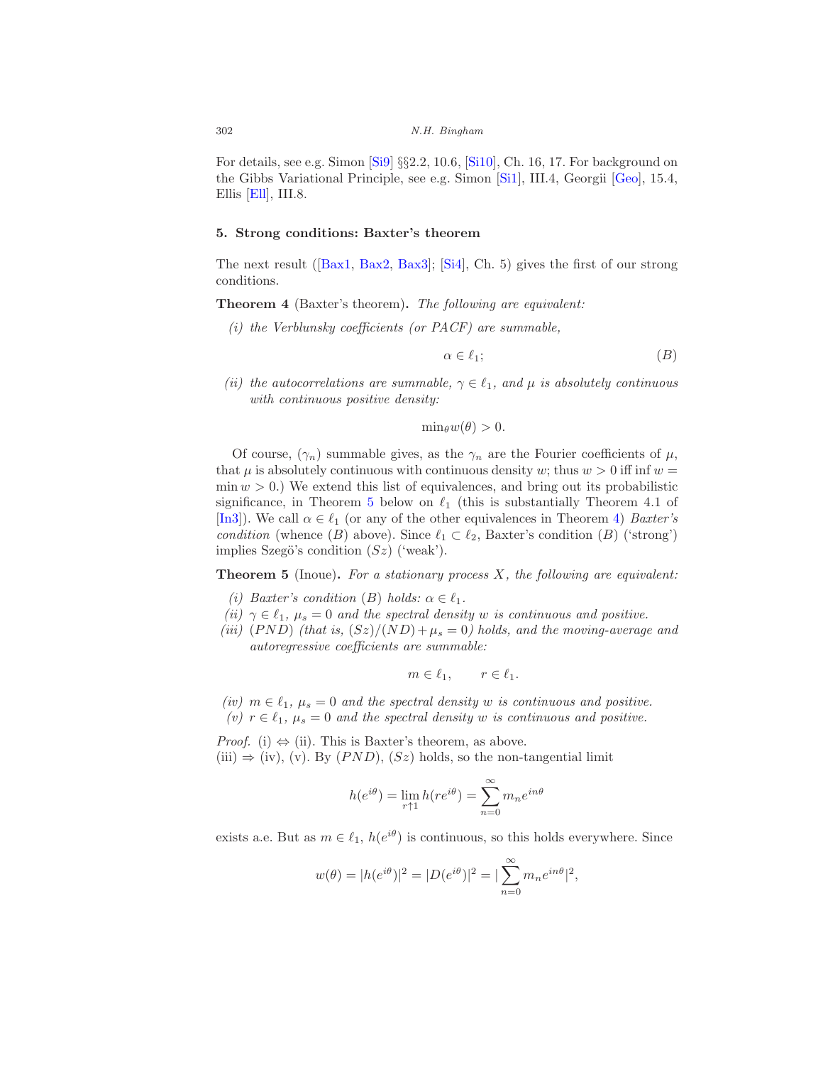For details, see e.g. Simon [Si9] §§2.2, 10.6, [Si10], Ch. 16, 17. For background on the Gibbs Variational Principle, see e.g. Simon [Si1], III.4, Georgii [Geo], 15.4, Ellis [Ell], III.8.

## 5. Strong conditions: Baxter's theorem

The next result ([Bax1, Bax2, Bax3]; [Si4], Ch. 5) gives the first of our strong conditions.

**Theorem 4** (Baxter's theorem). *The following are equivalent:*

*(i) the Verblunsky coefficients (or PACF) are summable,*

$$\alpha \in \ell_1; \tag{B}$$

*(ii) the autocorrelations are summable, $\gamma \in \ell_1$, and $\mu$ is absolutely continuous with continuous positive density:*

$$\min_\theta w(\theta) > 0.$$

Of course, $(\gamma_n)$ summable gives, as the $\gamma_n$ are the Fourier coefficients of $\mu$, that $\mu$ is absolutely continuous with continuous density $w$; thus $w > 0$ iff $\inf w = \min w > 0$.) We extend this list of equivalences, and bring out its probabilistic significance, in Theorem 5 below on $\ell_1$ (this is substantially Theorem 4.1 of [In3]). We call $\alpha \in \ell_1$ (or any of the other equivalences in Theorem 4) *Baxter's condition* (whence $(B)$ above). Since $\ell_1 \subset \ell_2$, Baxter's condition $(B)$ ('strong') implies Szegö's condition $(Sz)$ ('weak').

**Theorem 5** (Inoue). *For a stationary process $X$, the following are equivalent:*

*(i) Baxter's condition $(B)$ holds: $\alpha \in \ell_1$.*
*(ii) $\gamma \in \ell_1$, $\mu_s = 0$ and the spectral density $w$ is continuous and positive.*
*(iii) $(PND)$ (that is, $(Sz)/(ND) + \mu_s = 0$) holds, and the moving-average and autoregressive coefficients are summable:*

$$m \in \ell_1, \qquad r \in \ell_1.$$

*(iv) $m \in \ell_1$, $\mu_s = 0$ and the spectral density $w$ is continuous and positive.*
*(v) $r \in \ell_1$, $\mu_s = 0$ and the spectral density $w$ is continuous and positive.*

*Proof.* (i) $\Leftrightarrow$ (ii). This is Baxter's theorem, as above.
(iii) $\Rightarrow$ (iv), (v). By $(PND)$, $(Sz)$ holds, so the non-tangential limit

$$h(e^{i\theta}) = \lim_{r \uparrow 1} h(re^{i\theta}) = \sum_{n=0}^{\infty} m_n e^{in\theta}$$

exists a.e. But as $m \in \ell_1$, $h(e^{i\theta})$ is continuous, so this holds everywhere. Since

$$w(\theta) = |h(e^{i\theta})|^2 = |D(e^{i\theta})|^2 = |\sum_{n=0}^{\infty} m_n e^{in\theta}|^2,$$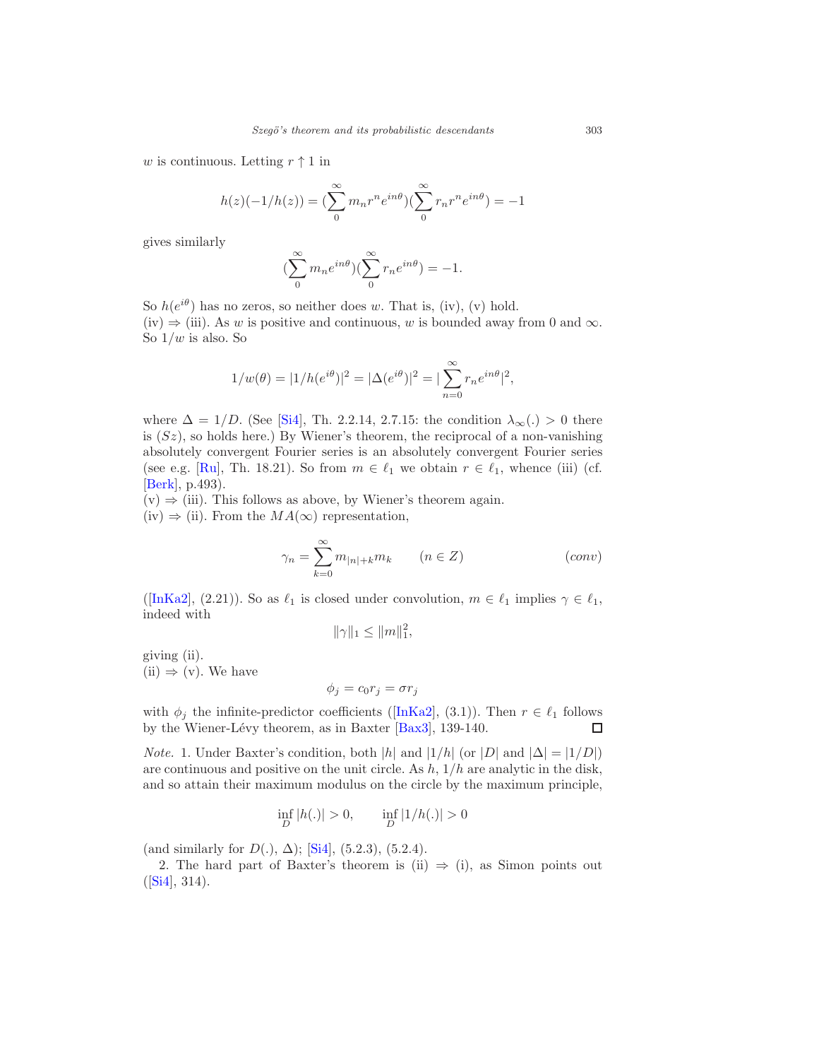$w$ is continuous. Letting $r \uparrow 1$ in

$$h(z)(-1/h(z)) = (\sum_0^\infty m_n r^n e^{in\theta})(\sum_0^\infty r_n r^n e^{in\theta}) = -1$$

gives similarly

$$(\sum_0^\infty m_n e^{in\theta})(\sum_0^\infty r_n e^{in\theta}) = -1.$$

So $h(e^{i\theta})$ has no zeros, so neither does $w$. That is, (iv), (v) hold.

(iv) $\Rightarrow$ (iii). As $w$ is positive and continuous, $w$ is bounded away from 0 and $\infty$. So $1/w$ is also. So

$$1/w(\theta) = |1/h(e^{i\theta})|^2 = |\Delta(e^{i\theta})|^2 = |\sum_{n=0}^\infty r_n e^{in\theta}|^2,$$

where $\Delta = 1/D$. (See [Si4], Th. 2.2.14, 2.7.15: the condition $\lambda_\infty(.) > 0$ there is $(Sz)$, so holds here.) By Wiener's theorem, the reciprocal of a non-vanishing absolutely convergent Fourier series is an absolutely convergent Fourier series (see e.g. [Ru], Th. 18.21). So from $m \in \ell_1$ we obtain $r \in \ell_1$, whence (iii) (cf. [Berk], p.493).

(v) $\Rightarrow$ (iii). This follows as above, by Wiener's theorem again.

(iv) $\Rightarrow$ (ii). From the $MA(\infty)$ representation,

$$\gamma_n = \sum_{k=0}^\infty m_{|n|+k} m_k \qquad (n \in Z) \qquad\qquad (conv)$$

([InKa2], (2.21)). So as $\ell_1$ is closed under convolution, $m \in \ell_1$ implies $\gamma \in \ell_1$, indeed with

$$\|\gamma\|_1 \leq \|m\|_1^2,$$

giving (ii).

(ii) $\Rightarrow$ (v). We have

$$\phi_j = c_0 r_j = \sigma r_j$$

with $\phi_j$ the infinite-predictor coefficients ([InKa2], (3.1)). Then $r \in \ell_1$ follows by the Wiener-Lévy theorem, as in Baxter [Bax3], 139-140. □

*Note.* 1. Under Baxter's condition, both $|h|$ and $|1/h|$ (or $|D|$ and $|\Delta| = |1/D|$) are continuous and positive on the unit circle. As $h$, $1/h$ are analytic in the disk, and so attain their maximum modulus on the circle by the maximum principle,

$$\inf_D |h(.)| > 0, \qquad \inf_D |1/h(.)| > 0$$

(and similarly for $D(.)$, $\Delta$); [Si4], (5.2.3), (5.2.4).

2. The hard part of Baxter's theorem is (ii) $\Rightarrow$ (i), as Simon points out ([Si4], 314).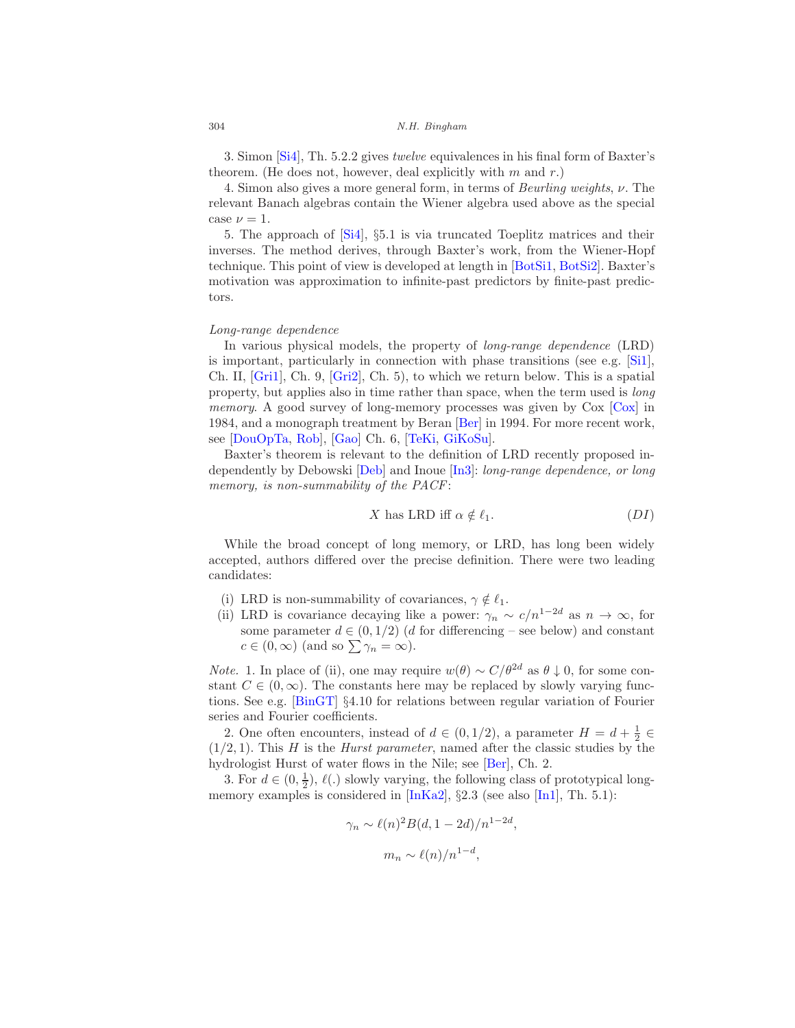3. Simon [Si4], Th. 5.2.2 gives *twelve* equivalences in his final form of Baxter's theorem. (He does not, however, deal explicitly with $m$ and $r$.)

4. Simon also gives a more general form, in terms of *Beurling weights*, $\nu$. The relevant Banach algebras contain the Wiener algebra used above as the special case $\nu = 1$.

5. The approach of [Si4], §5.1 is via truncated Toeplitz matrices and their inverses. The method derives, through Baxter's work, from the Wiener-Hopf technique. This point of view is developed at length in [BotSi1, BotSi2]. Baxter's motivation was approximation to infinite-past predictors by finite-past predictors.

*Long-range dependence*

In various physical models, the property of *long-range dependence* (LRD) is important, particularly in connection with phase transitions (see e.g. [Si1], Ch. II, [Gri1], Ch. 9, [Gri2], Ch. 5), to which we return below. This is a spatial property, but applies also in time rather than space, when the term used is *long memory*. A good survey of long-memory processes was given by Cox [Cox] in 1984, and a monograph treatment by Beran [Ber] in 1994. For more recent work, see [DouOpTa, Rob], [Gao] Ch. 6, [TeKi, GiKoSu].

Baxter's theorem is relevant to the definition of LRD recently proposed independently by Debowski [Deb] and Inoue [In3]: *long-range dependence, or long memory, is non-summability of the PACF*:

$$X \text{ has LRD iff } \alpha \notin \ell_1. \qquad (DI)$$

While the broad concept of long memory, or LRD, has long been widely accepted, authors differed over the precise definition. There were two leading candidates:

(i) LRD is non-summability of covariances, $\gamma \notin \ell_1$.
(ii) LRD is covariance decaying like a power: $\gamma_n \sim c/n^{1-2d}$ as $n \to \infty$, for some parameter $d \in (0, 1/2)$ ($d$ for differencing – see below) and constant $c \in (0, \infty)$ (and so $\sum \gamma_n = \infty$).

*Note.* 1. In place of (ii), one may require $w(\theta) \sim C/\theta^{2d}$ as $\theta \downarrow 0$, for some constant $C \in (0, \infty)$. The constants here may be replaced by slowly varying functions. See e.g. [BinGT] §4.10 for relations between regular variation of Fourier series and Fourier coefficients.

2. One often encounters, instead of $d \in (0, 1/2)$, a parameter $H = d + \frac{1}{2} \in (1/2, 1)$. This $H$ is the *Hurst parameter*, named after the classic studies by the hydrologist Hurst of water flows in the Nile; see [Ber], Ch. 2.

3. For $d \in (0, \frac{1}{2})$, $\ell(.)$ slowly varying, the following class of prototypical long-memory examples is considered in [InKa2], §2.3 (see also [In1], Th. 5.1):

$$\gamma_n \sim \ell(n)^2 B(d, 1 - 2d)/n^{1-2d},$$

$$m_n \sim \ell(n)/n^{1-d},$$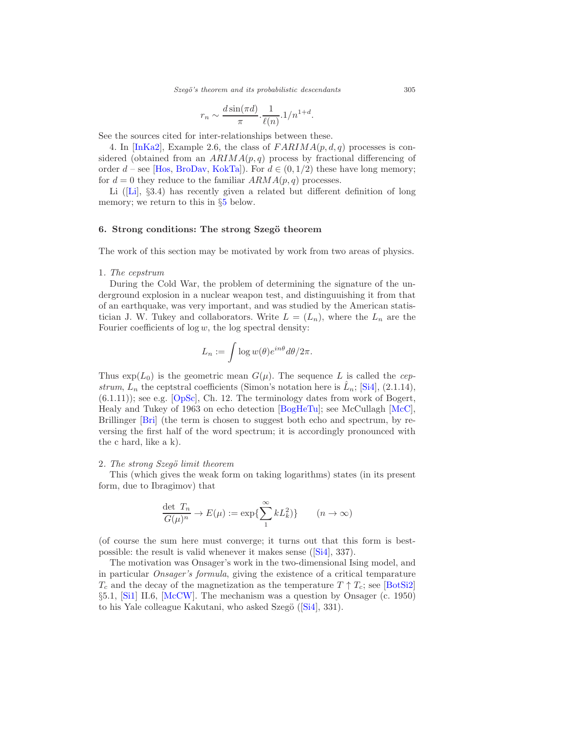$$r_n \sim \frac{d \sin(\pi d)}{\pi} . \frac{1}{\ell(n)} . 1/n^{1+d}.$$

See the sources cited for inter-relationships between these.

4. In [InKa2], Example 2.6, the class of $FARIMA(p, d, q)$ processes is considered (obtained from an $ARIMA(p, q)$ process by fractional differencing of order $d$ – see [Hos, BroDav, KokTa]). For $d \in (0, 1/2)$ these have long memory; for $d = 0$ they reduce to the familiar $ARMA(p, q)$ processes.

Li ([Li], §3.4) has recently given a related but different definition of long memory; we return to this in §5 below.

## 6. Strong conditions: The strong Szegö theorem

The work of this section may be motivated by work from two areas of physics.

1. *The cepstrum*

During the Cold War, the problem of determining the signature of the underground explosion in a nuclear weapon test, and distinguishing it from that of an earthquake, was very important, and was studied by the American statistician J. W. Tukey and collaborators. Write $L = (L_n)$, where the $L_n$ are the Fourier coefficients of $\log w$, the log spectral density:

$$L_n := \int \log w(\theta) e^{in\theta} d\theta / 2\pi.$$

Thus $\exp(L_0)$ is the geometric mean $G(\mu)$. The sequence $L$ is called the *cepstrum*, $L_n$ the ceptstral coefficients (Simon's notation here is $\hat{L}_n$; [Si4], (2.1.14), (6.1.11)); see e.g. [OpSc], Ch. 12. The terminology dates from work of Bogert, Healy and Tukey of 1963 on echo detection [BogHeTu]; see McCullagh [McC], Brillinger [Bri] (the term is chosen to suggest both echo and spectrum, by reversing the first half of the word spectrum; it is accordingly pronounced with the c hard, like a k).

2. *The strong Szegö limit theorem*

This (which gives the weak form on taking logarithms) states (in its present form, due to Ibragimov) that

$$\frac{\det\ T_n}{G(\mu)^n} \to E(\mu) := \exp\{\sum_1^\infty k L_k^2)\} \qquad (n \to \infty)$$

(of course the sum here must converge; it turns out that this form is best-possible: the result is valid whenever it makes sense ([Si4], 337).

The motivation was Onsager's work in the two-dimensional Ising model, and in particular *Onsager's formula*, giving the existence of a critical temparature $T_c$ and the decay of the magnetization as the temperature $T \uparrow T_c$; see [BotSi2] §5.1, [Si1] II.6, [McCW]. The mechanism was a question by Onsager (c. 1950) to his Yale colleague Kakutani, who asked Szegö ([Si4], 331).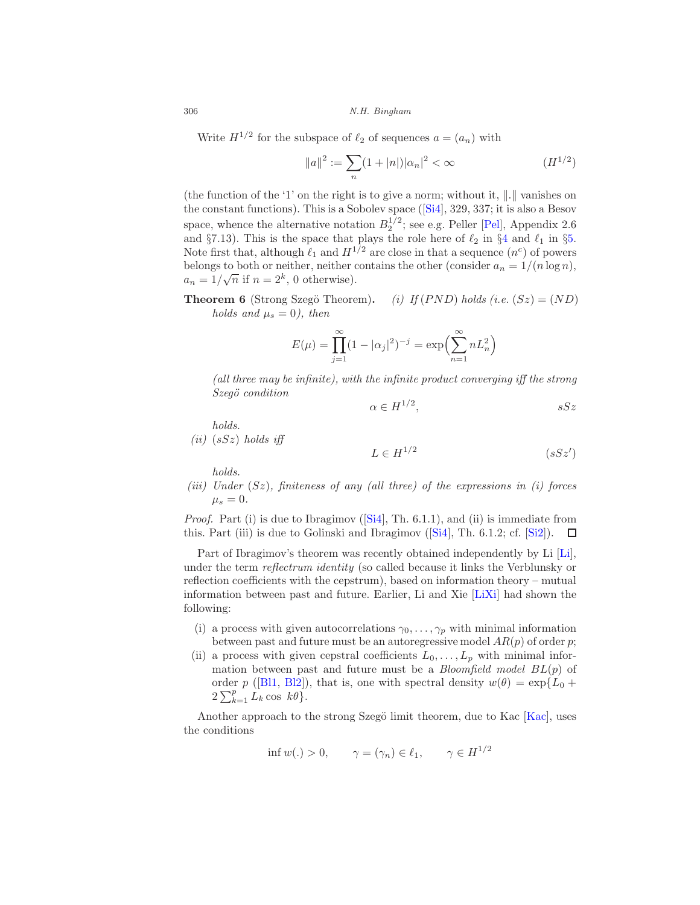Write $H^{1/2}$ for the subspace of $\ell_2$ of sequences $a = (a_n)$ with

$$\|a\|^2 := \sum_n (1 + |n|)|\alpha_n|^2 < \infty \qquad (H^{1/2})$$

(the function of the '1' on the right is to give a norm; without it, $\|.\|$ vanishes on the constant functions). This is a Sobolev space ([Si4], 329, 337; it is also a Besov space, whence the alternative notation $B_2^{1/2}$; see e.g. Peller [Pel], Appendix 2.6 and §7.13). This is the space that plays the role here of $\ell_2$ in §4 and $\ell_1$ in §5. Note first that, although $\ell_1$ and $H^{1/2}$ are close in that a sequence $(n^c)$ of powers belongs to both or neither, neither contains the other (consider $a_n = 1/(n \log n)$, $a_n = 1/\sqrt{n}$ if $n = 2^k$, 0 otherwise).

**Theorem 6** (Strong Szegö Theorem)**.** *(i) If $(PND)$ holds (i.e. $(Sz) = (ND)$ holds and $\mu_s = 0$), then*

$$E(\mu) = \prod_{j=1}^{\infty} (1 - |\alpha_j|^2)^{-j} = \exp\Big(\sum_{n=1}^{\infty} n L_n^2\Big)$$

*(all three may be infinite), with the infinite product converging iff the strong Szegö condition*

$$\alpha \in H^{1/2}, \qquad sSz$$

*holds.*

*(ii) $(sSz)$ holds iff*

$$L \in H^{1/2} \qquad (sSz')$$

*holds.*

*(iii) Under $(Sz)$, finiteness of any (all three) of the expressions in (i) forces $\mu_s = 0$.*

*Proof.* Part (i) is due to Ibragimov ([Si4], Th. 6.1.1), and (ii) is immediate from this. Part (iii) is due to Golinski and Ibragimov ([Si4], Th. 6.1.2; cf. [Si2]). □

Part of Ibragimov's theorem was recently obtained independently by Li [Li], under the term *reflectrum identity* (so called because it links the Verblunsky or reflection coefficients with the cepstrum), based on information theory – mutual information between past and future. Earlier, Li and Xie [LiXi] had shown the following:

(i) a process with given autocorrelations $\gamma_0, \ldots, \gamma_p$ with minimal information between past and future must be an autoregressive model $AR(p)$ of order $p$;

(ii) a process with given cepstral coefficients $L_0, \ldots, L_p$ with minimal information between past and future must be a *Bloomfield model* $BL(p)$ of order $p$ ([Bl1, Bl2]), that is, one with spectral density $w(\theta) = \exp\{L_0 + 2\sum_{k=1}^{p} L_k \cos\ k\theta\}$.

Another approach to the strong Szegö limit theorem, due to Kac [Kac], uses the conditions

$$\inf w(.) > 0, \qquad \gamma = (\gamma_n) \in \ell_1, \qquad \gamma \in H^{1/2}$$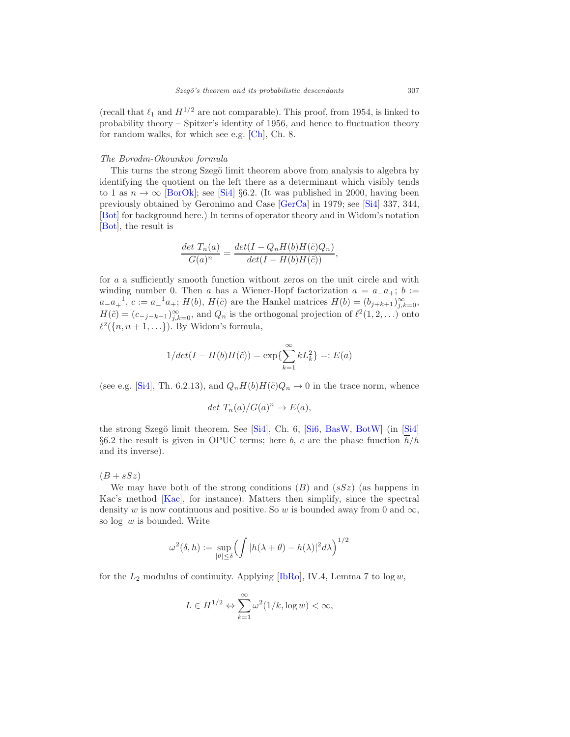(recall that $\ell_1$ and $H^{1/2}$ are not comparable). This proof, from 1954, is linked to probability theory – Spitzer's identity of 1956, and hence to fluctuation theory for random walks, for which see e.g. [Ch], Ch. 8.

*The Borodin-Okounkov formula*

This turns the strong Szegö limit theorem above from analysis to algebra by identifying the quotient on the left there as a determinant which visibly tends to 1 as $n \to \infty$ [BorOk]; see [Si4] §6.2. (It was published in 2000, having been previously obtained by Geronimo and Case [GerCa] in 1979; see [Si4] 337, 344, [Bot] for background here.) In terms of operator theory and in Widom's notation [Bot], the result is

$$\frac{det\ T_n(a)}{G(a)^n} = \frac{det(I - Q_n H(b) H(\tilde{c}) Q_n)}{det(I - H(b) H(\tilde{c}))},$$

for $a$ a sufficiently smooth function without zeros on the unit circle and with winding number 0. Then $a$ has a Wiener-Hopf factorization $a = a_- a_+$; $b := a_- a_+^{-1}$, $c := a_-^{-1} a_+$; $H(b)$, $H(\tilde{c})$ are the Hankel matrices $H(b) = (b_{j+k+1})_{j,k=0}^{\infty}$, $H(\tilde{c}) = (c_{-j-k-1})_{j,k=0}^{\infty}$, and $Q_n$ is the orthogonal projection of $\ell^2(1, 2, \ldots)$ onto $\ell^2(\{n, n+1, \ldots\})$. By Widom's formula,

$$1/det(I - H(b)H(\tilde{c})) = \exp\{\sum_{k=1}^{\infty} k L_k^2\} =: E(a)$$

(see e.g. [Si4], Th. 6.2.13), and $Q_n H(b) H(\tilde{c}) Q_n \to 0$ in the trace norm, whence

$$det\ T_n(a)/G(a)^n \to E(a),$$

the strong Szegö limit theorem. See [Si4], Ch. 6, [Si6, BasW, BotW] (in [Si4] §6.2 the result is given in OPUC terms; here $b$, $c$ are the phase function $\overline{h}/h$ and its inverse).

$(B + sSz)$

We may have both of the strong conditions $(B)$ and $(sSz)$ (as happens in Kac's method [Kac], for instance). Matters then simplify, since the spectral density $w$ is now continuous and positive. So $w$ is bounded away from 0 and $\infty$, so $\log\ w$ is bounded. Write

$$\omega^2(\delta, h) := \sup_{|\theta| \leq \delta} \Big( \int |h(\lambda + \theta) - h(\lambda)|^2 d\lambda \Big)^{1/2}$$

for the $L_2$ modulus of continuity. Applying [IbRo], IV.4, Lemma 7 to $\log w$,

$$L \in H^{1/2} \Leftrightarrow \sum_{k=1}^{\infty} \omega^2(1/k, \log w) < \infty,$$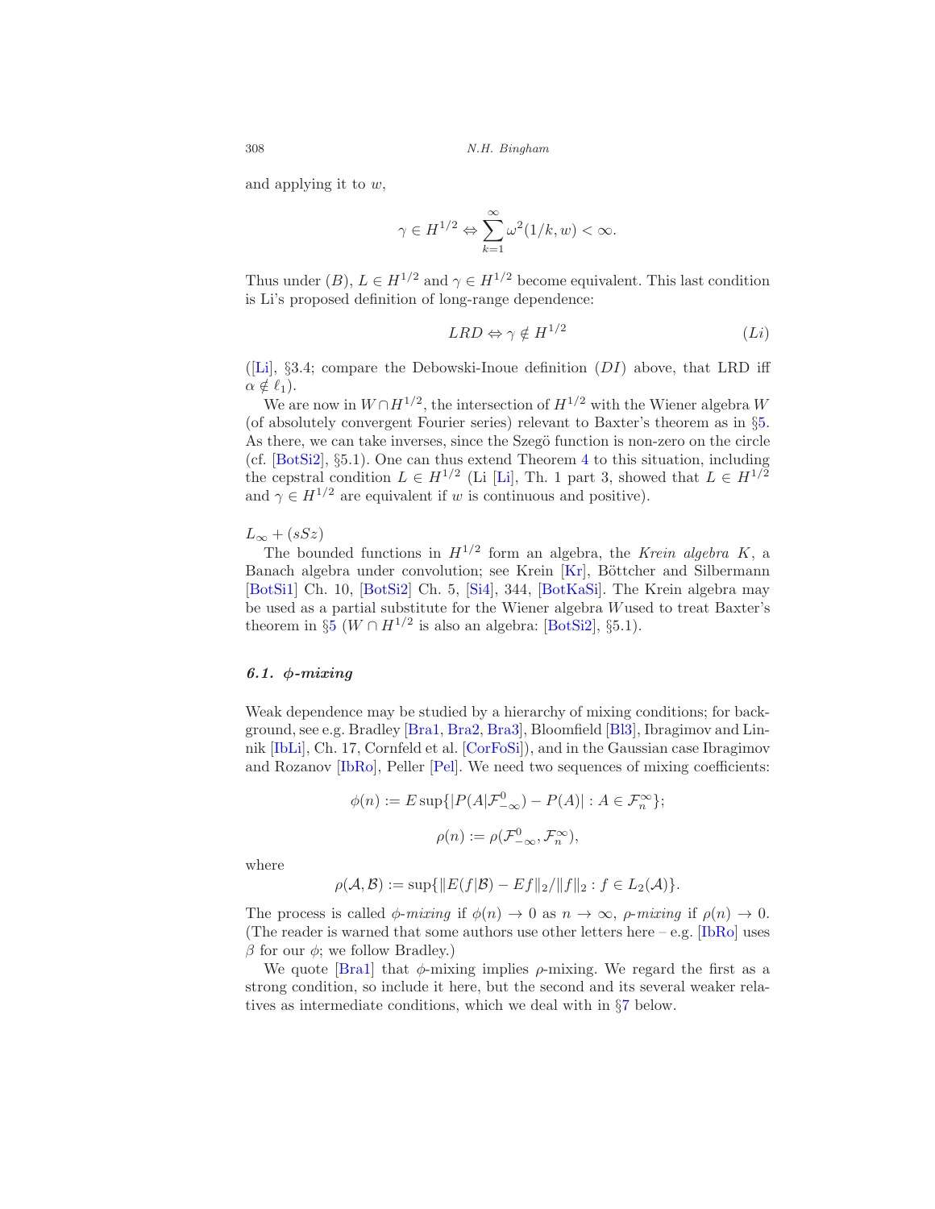and applying it to $w$,

$$\gamma \in H^{1/2} \Leftrightarrow \sum_{k=1}^{\infty} \omega^2(1/k, w) < \infty.$$

Thus under $(B)$, $L \in H^{1/2}$ and $\gamma \in H^{1/2}$ become equivalent. This last condition is Li's proposed definition of long-range dependence:

$$LRD \Leftrightarrow \gamma \notin H^{1/2} \qquad (Li)$$

([Li], §3.4; compare the Debowski-Inoue definition $(DI)$ above, that LRD iff $\alpha \notin \ell_1$).

We are now in $W \cap H^{1/2}$, the intersection of $H^{1/2}$ with the Wiener algebra $W$ (of absolutely convergent Fourier series) relevant to Baxter's theorem as in §5. As there, we can take inverses, since the Szegö function is non-zero on the circle (cf. [BotSi2], §5.1). One can thus extend Theorem 4 to this situation, including the cepstral condition $L \in H^{1/2}$ (Li [Li], Th. 1 part 3, showed that $L \in H^{1/2}$ and $\gamma \in H^{1/2}$ are equivalent if $w$ is continuous and positive).

$L_\infty + (sSz)$

The bounded functions in $H^{1/2}$ form an algebra, the *Krein algebra* $K$, a Banach algebra under convolution; see Krein [Kr], Böttcher and Silbermann [BotSi1] Ch. 10, [BotSi2] Ch. 5, [Si4], 344, [BotKaSi]. The Krein algebra may be used as a partial substitute for the Wiener algebra $W$used to treat Baxter's theorem in §5 ($W \cap H^{1/2}$ is also an algebra: [BotSi2], §5.1).

### 6.1. $\phi$-mixing

Weak dependence may be studied by a hierarchy of mixing conditions; for background, see e.g. Bradley [Bra1, Bra2, Bra3], Bloomfield [Bl3], Ibragimov and Linnik [IbLi], Ch. 17, Cornfeld et al. [CorFoSi]), and in the Gaussian case Ibragimov and Rozanov [IbRo], Peller [Pel]. We need two sequences of mixing coefficients:

$$\phi(n) := E \sup\{|P(A|\mathcal{F}_{-\infty}^{0}) - P(A)| : A \in \mathcal{F}_n^{\infty}\};$$

$$\rho(n) := \rho(\mathcal{F}_{-\infty}^{0}, \mathcal{F}_n^{\infty}),$$

where

$$\rho(\mathcal{A}, \mathcal{B}) := \sup\{\|E(f|\mathcal{B}) - Ef\|_2 / \|f\|_2 : f \in L_2(\mathcal{A})\}.$$

The process is called *$\phi$-mixing* if $\phi(n) \to 0$ as $n \to \infty$, *$\rho$-mixing* if $\rho(n) \to 0$. (The reader is warned that some authors use other letters here – e.g. [IbRo] uses $\beta$ for our $\phi$; we follow Bradley.)

We quote [Bra1] that $\phi$-mixing implies $\rho$-mixing. We regard the first as a strong condition, so include it here, but the second and its several weaker relatives as intermediate conditions, which we deal with in §7 below.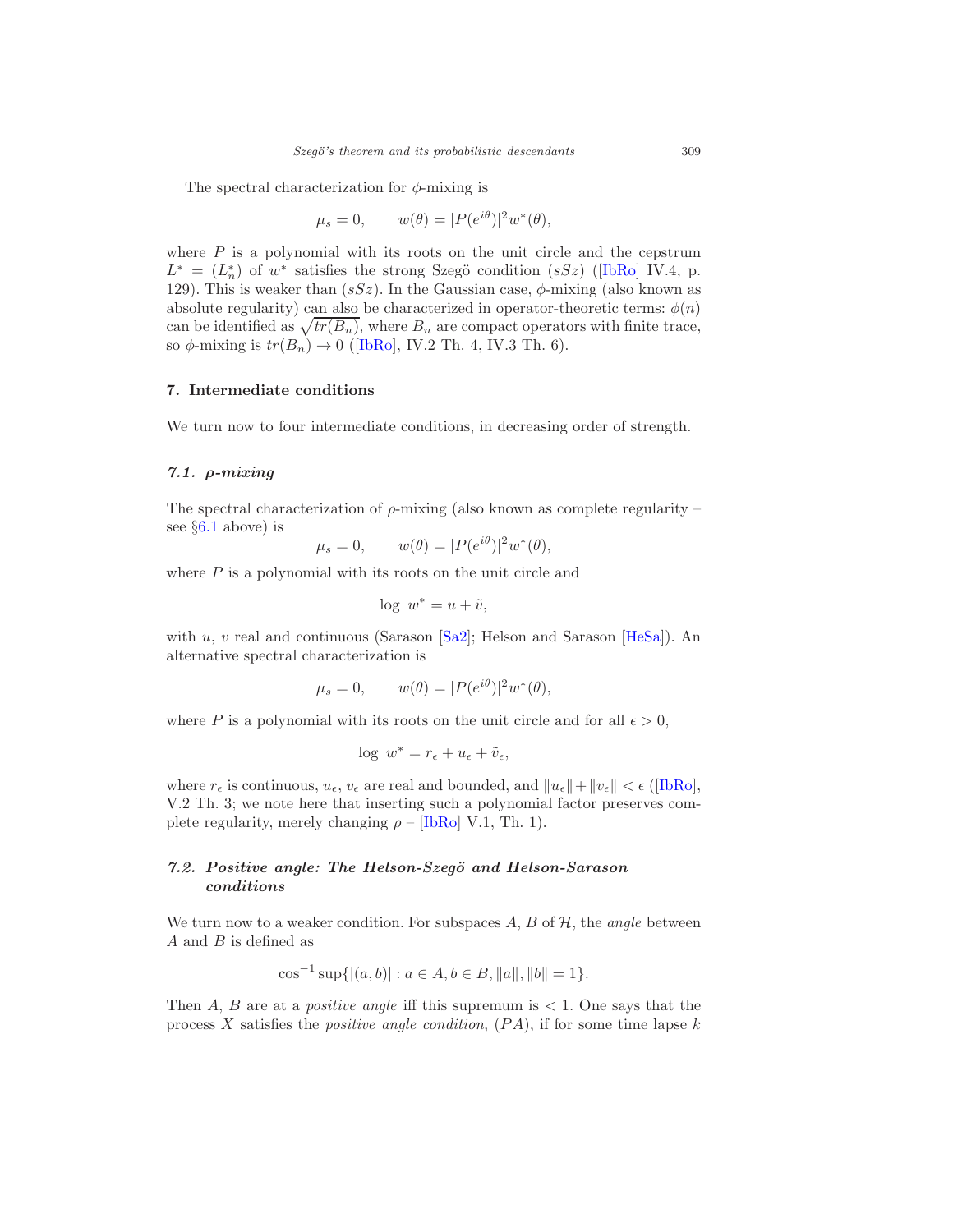The spectral characterization for $\phi$-mixing is

$$\mu_s = 0, \qquad w(\theta) = |P(e^{i\theta})|^2 w^*(\theta),$$

where $P$ is a polynomial with its roots on the unit circle and the cepstrum $L^* = (L^*_n)$ of $w^*$ satisfies the strong Szegö condition $(sSz)$ ([IbRo] IV.4, p. 129). This is weaker than $(sSz)$. In the Gaussian case, $\phi$-mixing (also known as absolute regularity) can also be characterized in operator-theoretic terms: $\phi(n)$ can be identified as $\sqrt{tr(B_n)}$, where $B_n$ are compact operators with finite trace, so $\phi$-mixing is $tr(B_n) \to 0$ ([IbRo], IV.2 Th. 4, IV.3 Th. 6).

## 7. Intermediate conditions

We turn now to four intermediate conditions, in decreasing order of strength.

### 7.1. $\rho$-mixing

The spectral characterization of $\rho$-mixing (also known as complete regularity – see §6.1 above) is

$$\mu_s = 0, \qquad w(\theta) = |P(e^{i\theta})|^2 w^*(\theta),$$

where $P$ is a polynomial with its roots on the unit circle and

$$\log\ w^* = u + \tilde{v},$$

with $u$, $v$ real and continuous (Sarason [Sa2]; Helson and Sarason [HeSa]). An alternative spectral characterization is

$$\mu_s = 0, \qquad w(\theta) = |P(e^{i\theta})|^2 w^*(\theta),$$

where $P$ is a polynomial with its roots on the unit circle and for all $\epsilon > 0$,

$$\log\ w^* = r_\epsilon + u_\epsilon + \tilde{v}_\epsilon,$$

where $r_\epsilon$ is continuous, $u_\epsilon$, $v_\epsilon$ are real and bounded, and $\|u_\epsilon\| + \|v_\epsilon\| < \epsilon$ ([IbRo], V.2 Th. 3; we note here that inserting such a polynomial factor preserves complete regularity, merely changing $\rho$ – [IbRo] V.1, Th. 1).

### 7.2. Positive angle: The Helson-Szegö and Helson-Sarason conditions

We turn now to a weaker condition. For subspaces $A$, $B$ of $\mathcal{H}$, the *angle* between $A$ and $B$ is defined as

$$\cos^{-1} \sup\{|(a, b)| : a \in A, b \in B, \|a\|, \|b\| = 1\}.$$

Then $A$, $B$ are at a *positive angle* iff this supremum is $< 1$. One says that the process $X$ satisfies the *positive angle condition*, $(PA)$, if for some time lapse $k$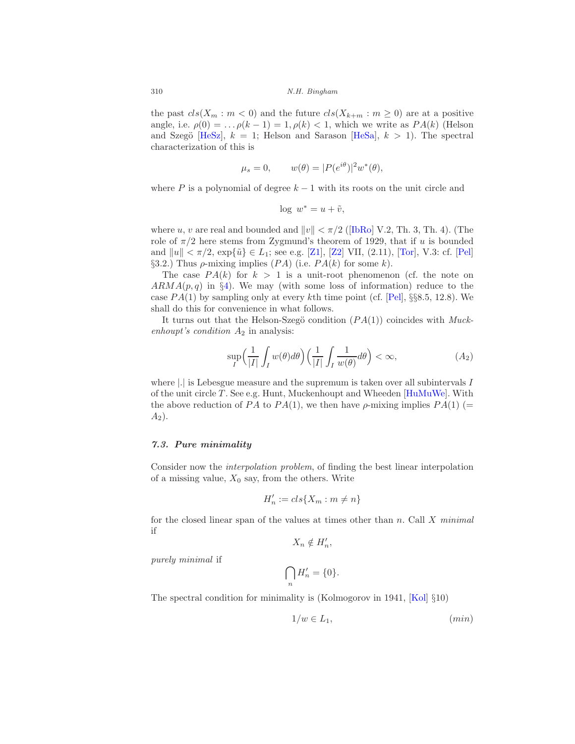the past $cls(X_m : m < 0)$ and the future $cls(X_{k+m} : m \geq 0)$ are at a positive angle, i.e. $\rho(0) = \ldots \rho(k-1) = 1, \rho(k) < 1$, which we write as $PA(k)$ (Helson and Szegö [HeSz], $k = 1$; Helson and Sarason [HeSa], $k > 1$). The spectral characterization of this is

$$\mu_s = 0, \qquad w(\theta) = |P(e^{i\theta})|^2 w^*(\theta),$$

where $P$ is a polynomial of degree $k-1$ with its roots on the unit circle and

$$\log\ w^* = u + \tilde{v},$$

where $u$, $v$ are real and bounded and $\|v\| < \pi/2$ ([IbRo] V.2, Th. 3, Th. 4). (The role of $\pi/2$ here stems from Zygmund's theorem of 1929, that if $u$ is bounded and $\|u\| < \pi/2$, $\exp\{\tilde{u}\} \in L_1$; see e.g. [Z1], [Z2] VII, (2.11), [Tor], V.3: cf. [Pel] §3.2.) Thus $\rho$-mixing implies $(PA)$ (i.e. $PA(k)$ for some $k$).

The case $PA(k)$ for $k > 1$ is a unit-root phenomenon (cf. the note on $ARMA(p,q)$ in §4). We may (with some loss of information) reduce to the case $PA(1)$ by sampling only at every $k$th time point (cf. [Pel], §§8.5, 12.8). We shall do this for convenience in what follows.

It turns out that the Helson-Szegö condition ($PA(1)$) coincides with *Muckenhoupt's condition* $A_2$ in analysis:

$$\sup_I \Big(\frac{1}{|I|}\int_I w(\theta)d\theta\Big)\Big(\frac{1}{|I|}\int_I \frac{1}{w(\theta)}d\theta\Big) < \infty, \tag{$A_2$}$$

where $|.|$ is Lebesgue measure and the supremum is taken over all subintervals $I$ of the unit circle $T$. See e.g. Hunt, Muckenhoupt and Wheeden [HuMuWe]. With the above reduction of $PA$ to $PA(1)$, we then have $\rho$-mixing implies $PA(1)$ ($= A_2$).

### 7.3. Pure minimality

Consider now the *interpolation problem*, of finding the best linear interpolation of a missing value, $X_0$ say, from the others. Write

$$H'_n := cls\{X_m : m \neq n\}$$

for the closed linear span of the values at times other than $n$. Call $X$ *minimal* if

$$X_n \notin H'_n,$$

*purely minimal* if

$$\bigcap_n H'_n = \{0\}.$$

The spectral condition for minimality is (Kolmogorov in 1941, [Kol] §10)

$$1/w \in L_1, \tag{$min$}$$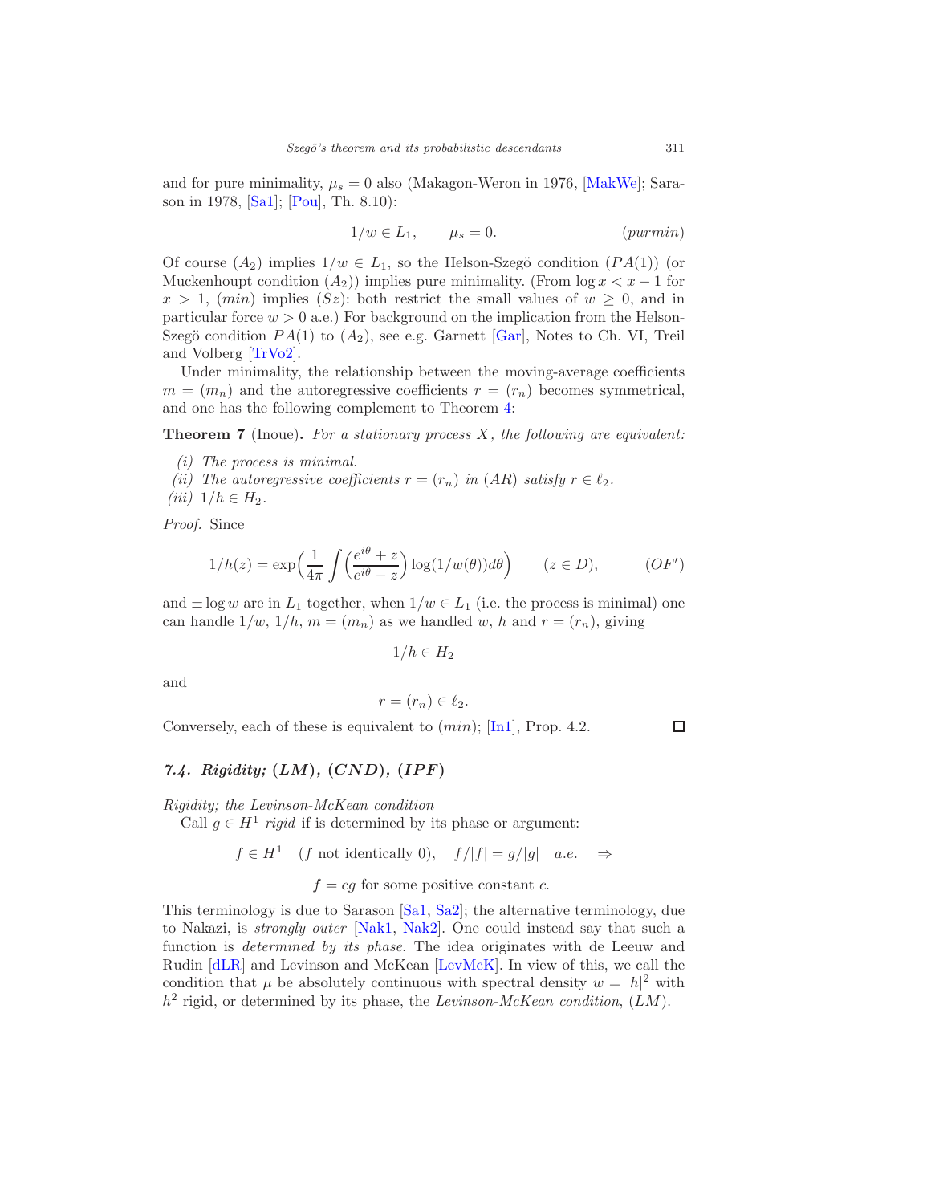and for pure minimality, $\mu_s = 0$ also (Makagon-Weron in 1976, [MakWe]; Sarason in 1978, [Sa1]; [Pou], Th. 8.10):

$$1/w \in L_1, \qquad \mu_s = 0. \qquad\qquad (purmin)$$

Of course $(A_2)$ implies $1/w \in L_1$, so the Helson-Szegö condition $(PA(1))$ (or Muckenhoupt condition $(A_2)$) implies pure minimality. (From $\log x < x - 1$ for $x > 1$, $(min)$ implies $(Sz)$: both restrict the small values of $w \geq 0$, and in particular force $w > 0$ a.e.) For background on the implication from the Helson-Szegö condition $PA(1)$ to $(A_2)$, see e.g. Garnett [Gar], Notes to Ch. VI, Treil and Volberg [TrVo2].

Under minimality, the relationship between the moving-average coefficients $m = (m_n)$ and the autoregressive coefficients $r = (r_n)$ becomes symmetrical, and one has the following complement to Theorem 4:

**Theorem 7** (Inoue). *For a stationary process $X$, the following are equivalent:*

*(i) The process is minimal.*
*(ii) The autoregressive coefficients $r = (r_n)$ in $(AR)$ satisfy $r \in \ell_2$.*
*(iii) $1/h \in H_2$.*

*Proof.* Since

$$1/h(z) = \exp\Big(\frac{1}{4\pi}\int \Big(\frac{e^{i\theta}+z}{e^{i\theta}-z}\Big)\log(1/w(\theta))d\theta\Big) \qquad (z \in D), \qquad\qquad (OF')$$

and $\pm \log w$ are in $L_1$ together, when $1/w \in L_1$ (i.e. the process is minimal) one can handle $1/w$, $1/h$, $m = (m_n)$ as we handled $w$, $h$ and $r = (r_n)$, giving

$$1/h \in H_2$$

and

$$r = (r_n) \in \ell_2.$$

Conversely, each of these is equivalent to $(min)$; [In1], Prop. 4.2. □

### 7.4. Rigidity; $(LM)$, $(CND)$, $(IPF)$

*Rigidity; the Levinson-McKean condition*

Call $g \in H^1$ *rigid* if is determined by its phase or argument:

$$f \in H^1 \quad (f \text{ not identically } 0), \quad f/|f| = g/|g| \quad a.e. \quad \Rightarrow$$

$$f = cg \text{ for some positive constant } c.$$

This terminology is due to Sarason [Sa1, Sa2]; the alternative terminology, due to Nakazi, is *strongly outer* [Nak1, Nak2]. One could instead say that such a function is *determined by its phase.* The idea originates with de Leeuw and Rudin [dLR] and Levinson and McKean [LevMcK]. In view of this, we call the condition that $\mu$ be absolutely continuous with spectral density $w = |h|^2$ with $h^2$ rigid, or determined by its phase, the *Levinson-McKean condition*, $(LM)$.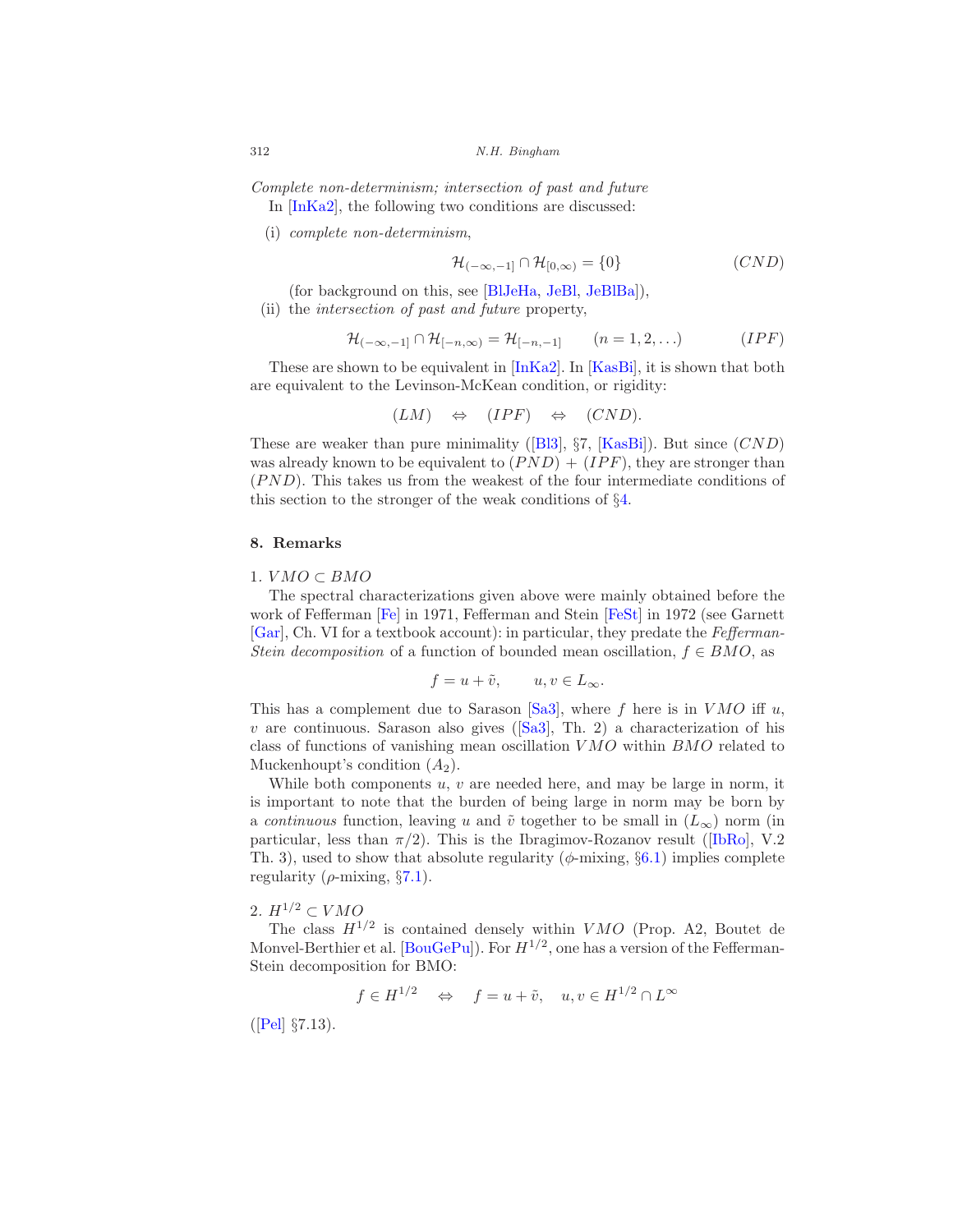*Complete non-determinism; intersection of past and future*
In [InKa2], the following two conditions are discussed:

(i) *complete non-determinism*,

$$\mathcal{H}_{(-\infty,-1]} \cap \mathcal{H}_{[0,\infty)} = \{0\} \qquad (CND)$$

(for background on this, see [BlJeHa, JeBl, JeBlBa]),

(ii) the *intersection of past and future* property,

$$\mathcal{H}_{(-\infty,-1]} \cap \mathcal{H}_{[-n,\infty)} = \mathcal{H}_{[-n,-1]} \qquad (n = 1, 2, \ldots) \qquad (IPF)$$

These are shown to be equivalent in [InKa2]. In [KasBi], it is shown that both are equivalent to the Levinson-McKean condition, or rigidity:

$$(LM) \quad \Leftrightarrow \quad (IPF) \quad \Leftrightarrow \quad (CND).$$

These are weaker than pure minimality ([Bl3], §7, [KasBi]). But since $(CND)$ was already known to be equivalent to $(PND) + (IPF)$, they are stronger than $(PND)$. This takes us from the weakest of the four intermediate conditions of this section to the stronger of the weak conditions of §4.

## 8. Remarks

1. $VMO \subset BMO$

The spectral characterizations given above were mainly obtained before the work of Fefferman [Fe] in 1971, Fefferman and Stein [FeSt] in 1972 (see Garnett [Gar], Ch. VI for a textbook account): in particular, they predate the *Fefferman-Stein decomposition* of a function of bounded mean oscillation, $f \in BMO$, as

$$f = u + \tilde{v}, \qquad u, v \in L_\infty.$$

This has a complement due to Sarason [Sa3], where $f$ here is in $VMO$ iff $u$, $v$ are continuous. Sarason also gives ([Sa3], Th. 2) a characterization of his class of functions of vanishing mean oscillation $VMO$ within $BMO$ related to Muckenhoupt's condition $(A_2)$.

While both components $u$, $v$ are needed here, and may be large in norm, it is important to note that the burden of being large in norm may be born by a *continuous* function, leaving $u$ and $\tilde{v}$ together to be small in $(L_\infty)$ norm (in particular, less than $\pi/2$). This is the Ibragimov-Rozanov result ([IbRo], V.2 Th. 3), used to show that absolute regularity ($\phi$-mixing, §6.1) implies complete regularity ($\rho$-mixing, §7.1).

2. $H^{1/2} \subset VMO$

The class $H^{1/2}$ is contained densely within $VMO$ (Prop. A2, Boutet de Monvel-Berthier et al. [BouGePu]). For $H^{1/2}$, one has a version of the Fefferman-Stein decomposition for BMO:

$$f \in H^{1/2} \quad \Leftrightarrow \quad f = u + \tilde{v}, \quad u, v \in H^{1/2} \cap L^\infty$$

([Pel] §7.13).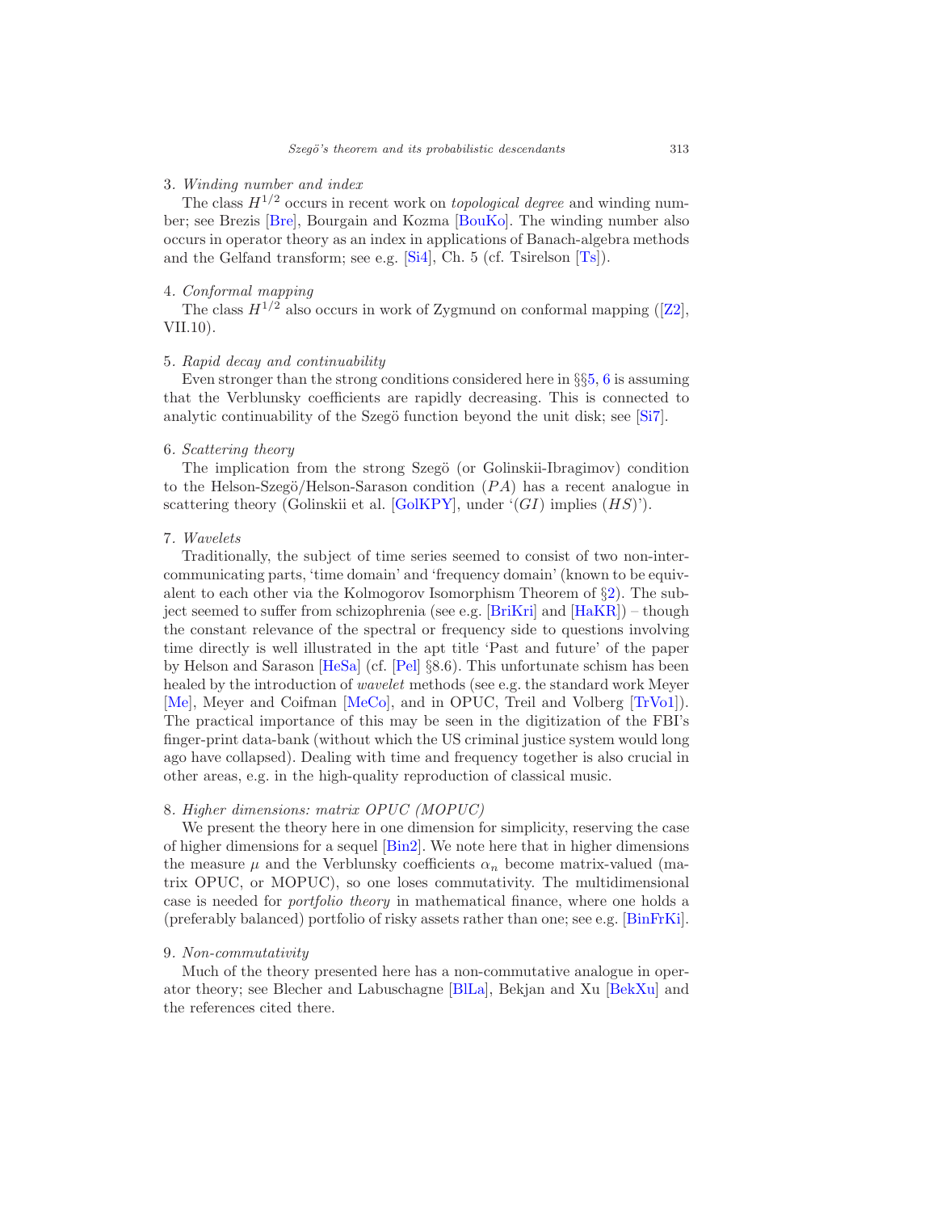3. *Winding number and index*

The class $H^{1/2}$ occurs in recent work on *topological degree* and winding number; see Brezis [Bre], Bourgain and Kozma [BouKo]. The winding number also occurs in operator theory as an index in applications of Banach-algebra methods and the Gelfand transform; see e.g. [Si4], Ch. 5 (cf. Tsirelson [Ts]).

4. *Conformal mapping*

The class $H^{1/2}$ also occurs in work of Zygmund on conformal mapping ([Z2], VII.10).

5. *Rapid decay and continuability*

Even stronger than the strong conditions considered here in §§5, 6 is assuming that the Verblunsky coefficients are rapidly decreasing. This is connected to analytic continuability of the Szegö function beyond the unit disk; see [Si7].

6. *Scattering theory*

The implication from the strong Szegö (or Golinskii-Ibragimov) condition to the Helson-Szegö/Helson-Sarason condition $(PA)$ has a recent analogue in scattering theory (Golinskii et al. [GolKPY], under '$(GI)$ implies $(HS)$').

7. *Wavelets*

Traditionally, the subject of time series seemed to consist of two non-intercommunicating parts, 'time domain' and 'frequency domain' (known to be equivalent to each other via the Kolmogorov Isomorphism Theorem of §2). The subject seemed to suffer from schizophrenia (see e.g. [BriKri] and [HaKR]) – though the constant relevance of the spectral or frequency side to questions involving time directly is well illustrated in the apt title 'Past and future' of the paper by Helson and Sarason [HeSa] (cf. [Pel] §8.6). This unfortunate schism has been healed by the introduction of *wavelet* methods (see e.g. the standard work Meyer [Me], Meyer and Coifman [MeCo], and in OPUC, Treil and Volberg [TrVo1]). The practical importance of this may be seen in the digitization of the FBI's finger-print data-bank (without which the US criminal justice system would long ago have collapsed). Dealing with time and frequency together is also crucial in other areas, e.g. in the high-quality reproduction of classical music.

8. *Higher dimensions: matrix OPUC (MOPUC)*

We present the theory here in one dimension for simplicity, reserving the case of higher dimensions for a sequel [Bin2]. We note here that in higher dimensions the measure $\mu$ and the Verblunsky coefficients $\alpha_n$ become matrix-valued (matrix OPUC, or MOPUC), so one loses commutativity. The multidimensional case is needed for *portfolio theory* in mathematical finance, where one holds a (preferably balanced) portfolio of risky assets rather than one; see e.g. [BinFrKi].

9. *Non-commutativity*

Much of the theory presented here has a non-commutative analogue in operator theory; see Blecher and Labuschagne [BlLa], Bekjan and Xu [BekXu] and the references cited there.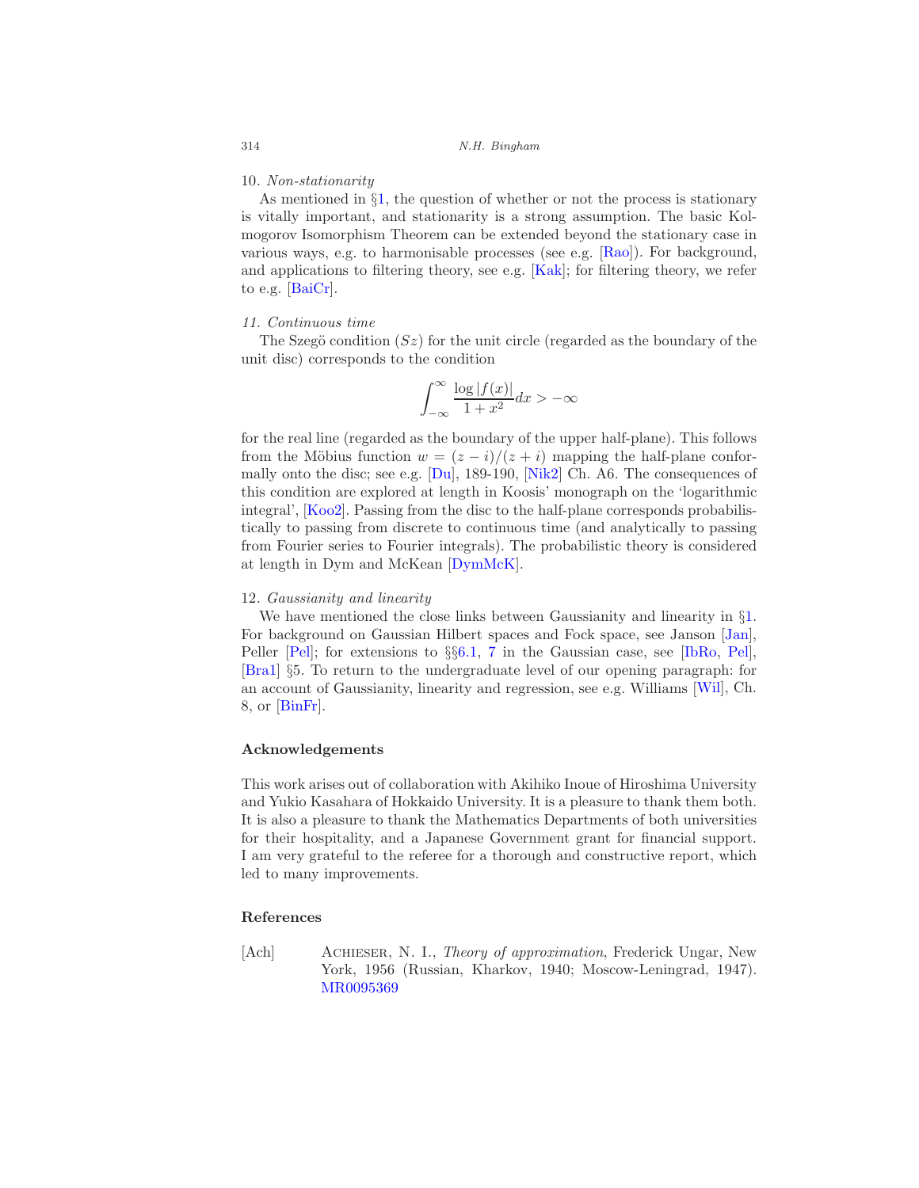10. *Non-stationarity*

As mentioned in §1, the question of whether or not the process is stationary is vitally important, and stationarity is a strong assumption. The basic Kolmogorov Isomorphism Theorem can be extended beyond the stationary case in various ways, e.g. to harmonisable processes (see e.g. [Rao]). For background, and applications to filtering theory, see e.g. [Kak]; for filtering theory, we refer to e.g. [BaiCr].

*11. Continuous time*

The Szegö condition $(Sz)$ for the unit circle (regarded as the boundary of the unit disc) corresponds to the condition

$$\int_{-\infty}^{\infty} \frac{\log |f(x)|}{1+x^2} dx > -\infty$$

for the real line (regarded as the boundary of the upper half-plane). This follows from the Möbius function $w = (z-i)/(z+i)$ mapping the half-plane conformally onto the disc; see e.g. [Du], 189-190, [Nik2] Ch. A6. The consequences of this condition are explored at length in Koosis' monograph on the 'logarithmic integral', [Koo2]. Passing from the disc to the half-plane corresponds probabilistically to passing from discrete to continuous time (and analytically to passing from Fourier series to Fourier integrals). The probabilistic theory is considered at length in Dym and McKean [DymMcK].

12. *Gaussianity and linearity*

We have mentioned the close links between Gaussianity and linearity in §1. For background on Gaussian Hilbert spaces and Fock space, see Janson [Jan], Peller [Pel]; for extensions to §§6.1, 7 in the Gaussian case, see [IbRo, Pel], [Bra1] §5. To return to the undergraduate level of our opening paragraph: for an account of Gaussianity, linearity and regression, see e.g. Williams [Wil], Ch. 8, or [BinFr].

## Acknowledgements

This work arises out of collaboration with Akihiko Inoue of Hiroshima University and Yukio Kasahara of Hokkaido University. It is a pleasure to thank them both. It is also a pleasure to thank the Mathematics Departments of both universities for their hospitality, and a Japanese Government grant for financial support. I am very grateful to the referee for a thorough and constructive report, which led to many improvements.

## References

[Ach] Achieser, N. I., *Theory of approximation*, Frederick Ungar, New York, 1956 (Russian, Kharkov, 1940; Moscow-Leningrad, 1947). MR0095369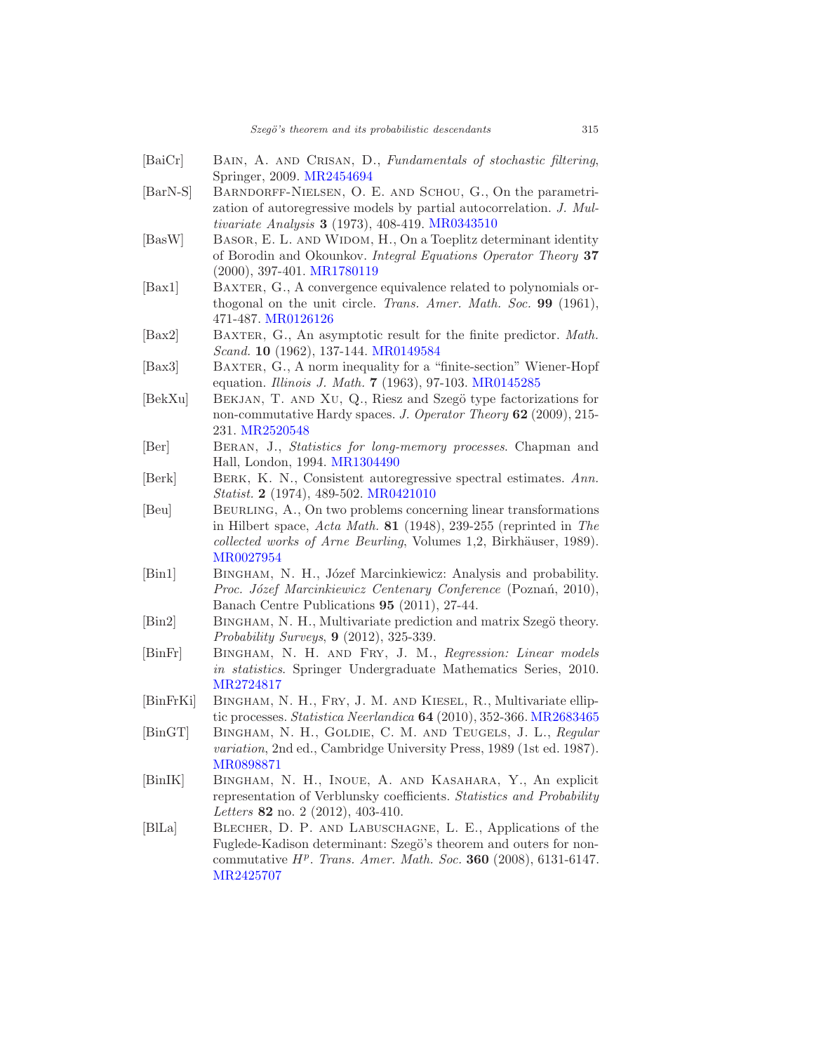[BaiCr] Bain, A. and Crisan, D., *Fundamentals of stochastic filtering*, Springer, 2009. MR2454694

[BarN-S] Barndorff-Nielsen, O. E. and Schou, G., On the parametrization of autoregressive models by partial autocorrelation. *J. Multivariate Analysis* **3** (1973), 408-419. MR0343510

[BasW] Basor, E. L. and Widom, H., On a Toeplitz determinant identity of Borodin and Okounkov. *Integral Equations Operator Theory* **37** (2000), 397-401. MR1780119

[Bax1] Baxter, G., A convergence equivalence related to polynomials orthogonal on the unit circle. *Trans. Amer. Math. Soc.* **99** (1961), 471-487. MR0126126

[Bax2] Baxter, G., An asymptotic result for the finite predictor. *Math. Scand.* **10** (1962), 137-144. MR0149584

[Bax3] Baxter, G., A norm inequality for a "finite-section" Wiener-Hopf equation. *Illinois J. Math.* **7** (1963), 97-103. MR0145285

[BekXu] Bekjan, T. and Xu, Q., Riesz and Szegö type factorizations for non-commutative Hardy spaces. *J. Operator Theory* **62** (2009), 215-231. MR2520548

[Ber] Beran, J., *Statistics for long-memory processes*. Chapman and Hall, London, 1994. MR1304490

[Berk] Berk, K. N., Consistent autoregressive spectral estimates. *Ann. Statist.* **2** (1974), 489-502. MR0421010

[Beu] Beurling, A., On two problems concerning linear transformations in Hilbert space, *Acta Math.* **81** (1948), 239-255 (reprinted in *The collected works of Arne Beurling*, Volumes 1,2, Birkhäuser, 1989). MR0027954

[Bin1] Bingham, N. H., Józef Marcinkiewicz: Analysis and probability. *Proc. Józef Marcinkiewicz Centenary Conference* (Poznań, 2010), Banach Centre Publications **95** (2011), 27-44.

[Bin2] Bingham, N. H., Multivariate prediction and matrix Szegö theory. *Probability Surveys*, **9** (2012), 325-339.

[BinFr] Bingham, N. H. and Fry, J. M., *Regression: Linear models in statistics*. Springer Undergraduate Mathematics Series, 2010. MR2724817

[BinFrKi] Bingham, N. H., Fry, J. M. and Kiesel, R., Multivariate elliptic processes. *Statistica Neerlandica* **64** (2010), 352-366. MR2683465

[BinGT] Bingham, N. H., Goldie, C. M. and Teugels, J. L., *Regular variation*, 2nd ed., Cambridge University Press, 1989 (1st ed. 1987). MR0898871

[BinIK] Bingham, N. H., Inoue, A. and Kasahara, Y., An explicit representation of Verblunsky coefficients. *Statistics and Probability Letters* **82** no. 2 (2012), 403-410.

[BlLa] Blecher, D. P. and Labuschagne, L. E., Applications of the Fuglede-Kadison determinant: Szegö's theorem and outers for noncommutative $H^p$. *Trans. Amer. Math. Soc.* **360** (2008), 6131-6147. MR2425707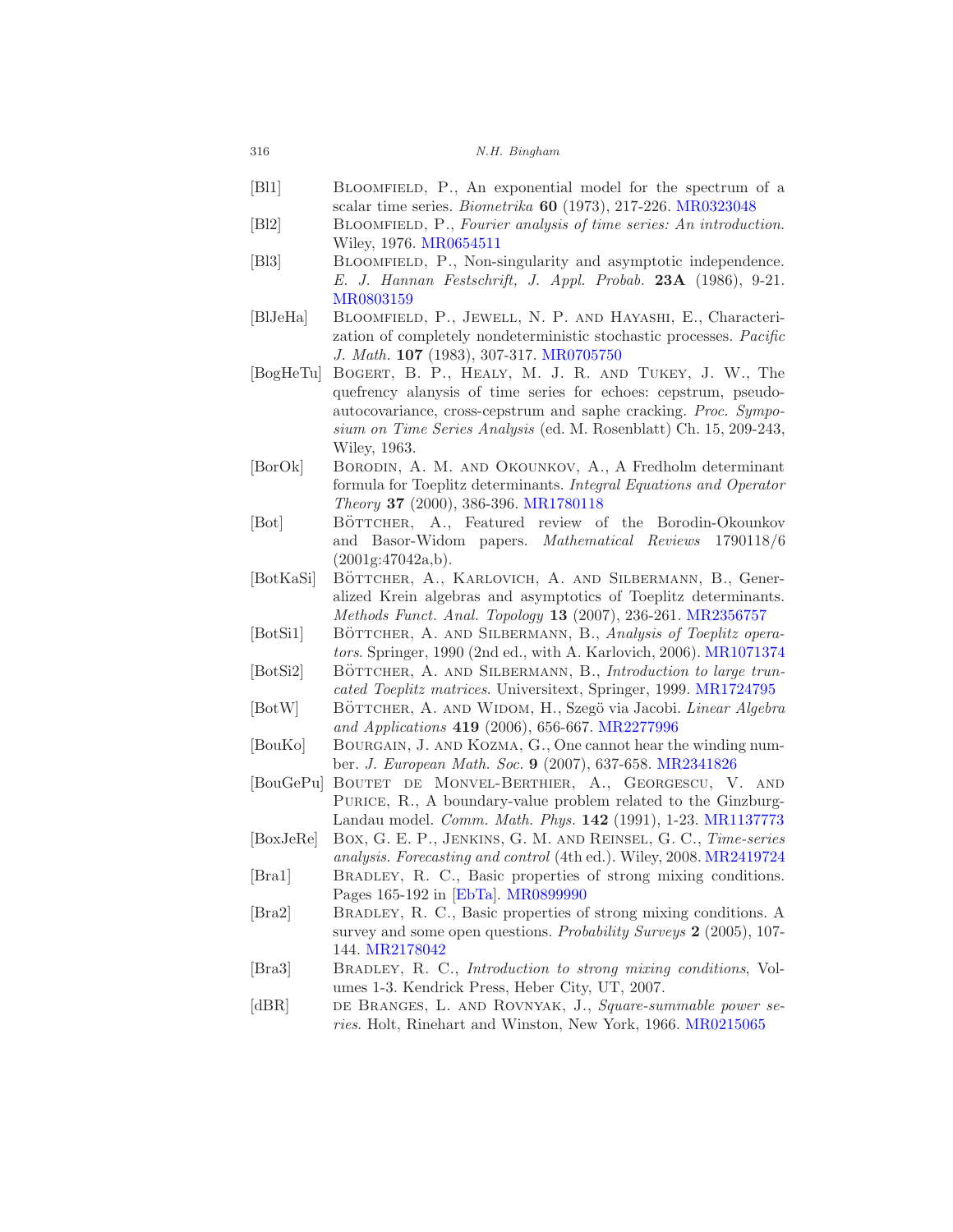[Bl1] Bloomfield, P., An exponential model for the spectrum of a scalar time series. *Biometrika* **60** (1973), 217-226. MR0323048

[Bl2] Bloomfield, P., *Fourier analysis of time series: An introduction*. Wiley, 1976. MR0654511

[Bl3] Bloomfield, P., Non-singularity and asymptotic independence. *E. J. Hannan Festschrift, J. Appl. Probab.* **23A** (1986), 9-21. MR0803159

[BlJeHa] Bloomfield, P., Jewell, N. P. and Hayashi, E., Characterization of completely nondeterministic stochastic processes. *Pacific J. Math.* **107** (1983), 307-317. MR0705750

[BogHeTu] Bogert, B. P., Healy, M. J. R. and Tukey, J. W., The quefrency alanysis of time series for echoes: cepstrum, pseudo-autocovariance, cross-cepstrum and saphe cracking. *Proc. Symposium on Time Series Analysis* (ed. M. Rosenblatt) Ch. 15, 209-243, Wiley, 1963.

[BorOk] Borodin, A. M. and Okounkov, A., A Fredholm determinant formula for Toeplitz determinants. *Integral Equations and Operator Theory* **37** (2000), 386-396. MR1780118

[Bot] Böttcher, A., Featured review of the Borodin-Okounkov and Basor-Widom papers. *Mathematical Reviews* 1790118/6 (2001g:47042a,b).

[BotKaSi] Böttcher, A., Karlovich, A. and Silbermann, B., Generalized Krein algebras and asymptotics of Toeplitz determinants. *Methods Funct. Anal. Topology* **13** (2007), 236-261. MR2356757

[BotSi1] Böttcher, A. and Silbermann, B., *Analysis of Toeplitz operators*. Springer, 1990 (2nd ed., with A. Karlovich, 2006). MR1071374

[BotSi2] Böttcher, A. and Silbermann, B., *Introduction to large truncated Toeplitz matrices*. Universitext, Springer, 1999. MR1724795

[BotW] Böttcher, A. and Widom, H., Szegö via Jacobi. *Linear Algebra and Applications* **419** (2006), 656-667. MR2277996

[BouKo] Bourgain, J. and Kozma, G., One cannot hear the winding number. *J. European Math. Soc.* **9** (2007), 637-658. MR2341826

[BouGePu] Boutet de Monvel-Berthier, A., Georgescu, V. and Purice, R., A boundary-value problem related to the Ginzburg-Landau model. *Comm. Math. Phys.* **142** (1991), 1-23. MR1137773

[BoxJeRe] Box, G. E. P., Jenkins, G. M. and Reinsel, G. C., *Time-series analysis. Forecasting and control* (4th ed.). Wiley, 2008. MR2419724

[Bra1] Bradley, R. C., Basic properties of strong mixing conditions. Pages 165-192 in [EbTa]. MR0899990

[Bra2] Bradley, R. C., Basic properties of strong mixing conditions. A survey and some open questions. *Probability Surveys* **2** (2005), 107-144. MR2178042

[Bra3] Bradley, R. C., *Introduction to strong mixing conditions*, Volumes 1-3. Kendrick Press, Heber City, UT, 2007.

[dBR] de Branges, L. and Rovnyak, J., *Square-summable power series*. Holt, Rinehart and Winston, New York, 1966. MR0215065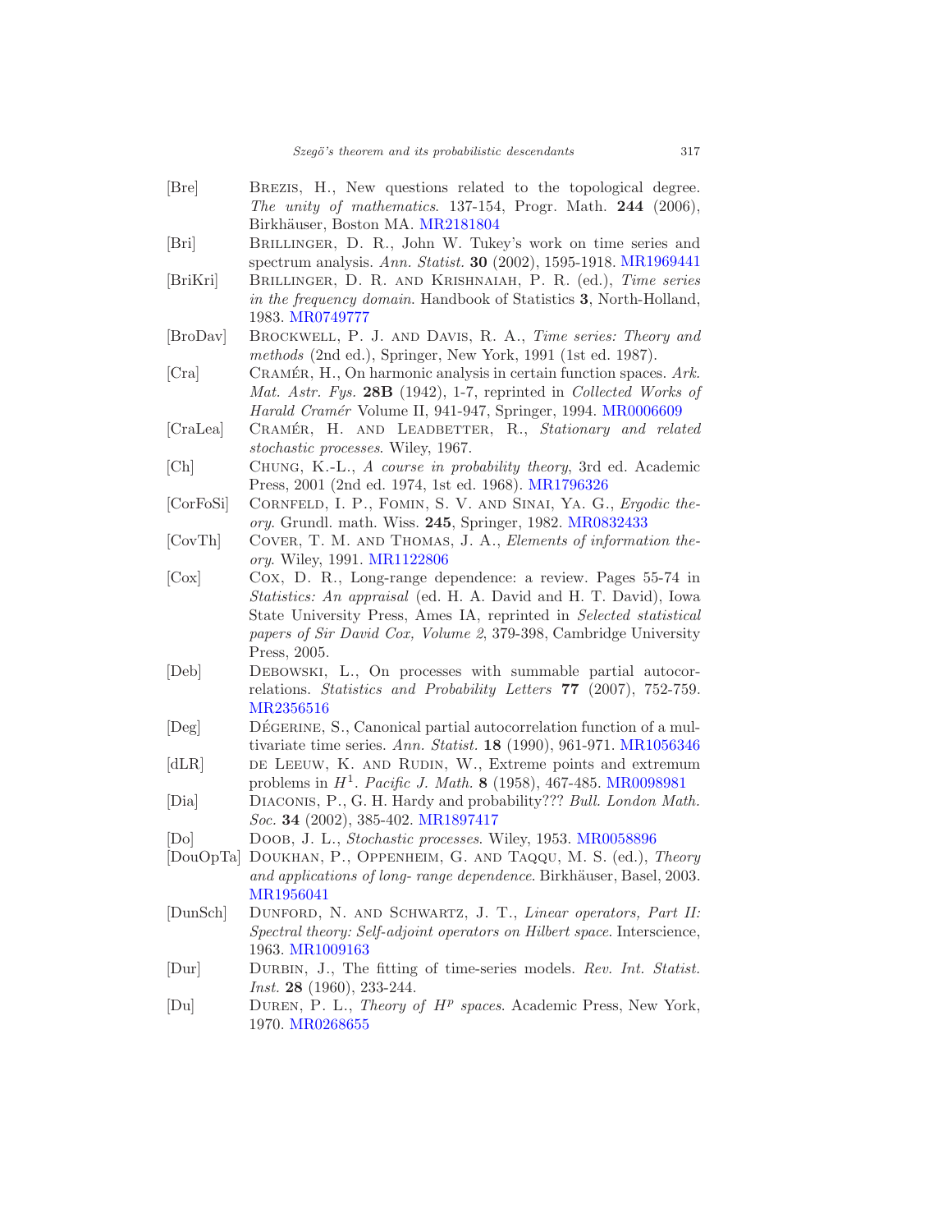[Bre] Brezis, H., New questions related to the topological degree. *The unity of mathematics*. 137-154, Progr. Math. **244** (2006), Birkhäuser, Boston MA. MR2181804

[Bri] Brillinger, D. R., John W. Tukey's work on time series and spectrum analysis. *Ann. Statist.* **30** (2002), 1595-1918. MR1969441

[BriKri] Brillinger, D. R. and Krishnaiah, P. R. (ed.), *Time series in the frequency domain*. Handbook of Statistics **3**, North-Holland, 1983. MR0749777

[BroDav] Brockwell, P. J. and Davis, R. A., *Time series: Theory and methods* (2nd ed.), Springer, New York, 1991 (1st ed. 1987).

[Cra] Cramér, H., On harmonic analysis in certain function spaces. *Ark. Mat. Astr. Fys.* **28B** (1942), 1-7, reprinted in *Collected Works of Harald Cramér* Volume II, 941-947, Springer, 1994. MR0006609

[CraLea] Cramér, H. and Leadbetter, R., *Stationary and related stochastic processes*. Wiley, 1967.

[Ch] Chung, K.-L., *A course in probability theory*, 3rd ed. Academic Press, 2001 (2nd ed. 1974, 1st ed. 1968). MR1796326

[CorFoSi] Cornfeld, I. P., Fomin, S. V. and Sinai, Ya. G., *Ergodic theory*. Grundl. math. Wiss. **245**, Springer, 1982. MR0832433

[CovTh] Cover, T. M. and Thomas, J. A., *Elements of information theory*. Wiley, 1991. MR1122806

[Cox] Cox, D. R., Long-range dependence: a review. Pages 55-74 in *Statistics: An appraisal* (ed. H. A. David and H. T. David), Iowa State University Press, Ames IA, reprinted in *Selected statistical papers of Sir David Cox, Volume 2*, 379-398, Cambridge University Press, 2005.

[Deb] Debowski, L., On processes with summable partial autocorrelations. *Statistics and Probability Letters* **77** (2007), 752-759. MR2356516

[Deg] Dégerine, S., Canonical partial autocorrelation function of a multivariate time series. *Ann. Statist.* **18** (1990), 961-971. MR1056346

[dLR] de Leeuw, K. and Rudin, W., Extreme points and extremum problems in $H^1$. *Pacific J. Math.* **8** (1958), 467-485. MR0098981

[Dia] Diaconis, P., G. H. Hardy and probability??? *Bull. London Math. Soc.* **34** (2002), 385-402. MR1897417

[Do] Doob, J. L., *Stochastic processes*. Wiley, 1953. MR0058896

[DouOpTa] Doukhan, P., Oppenheim, G. and Taqqu, M. S. (ed.), *Theory and applications of long- range dependence*. Birkhäuser, Basel, 2003. MR1956041

[DunSch] Dunford, N. and Schwartz, J. T., *Linear operators, Part II: Spectral theory: Self-adjoint operators on Hilbert space*. Interscience, 1963. MR1009163

[Dur] Durbin, J., The fitting of time-series models. *Rev. Int. Statist. Inst.* **28** (1960), 233-244.

[Du] Duren, P. L., *Theory of $H^p$ spaces*. Academic Press, New York, 1970. MR0268655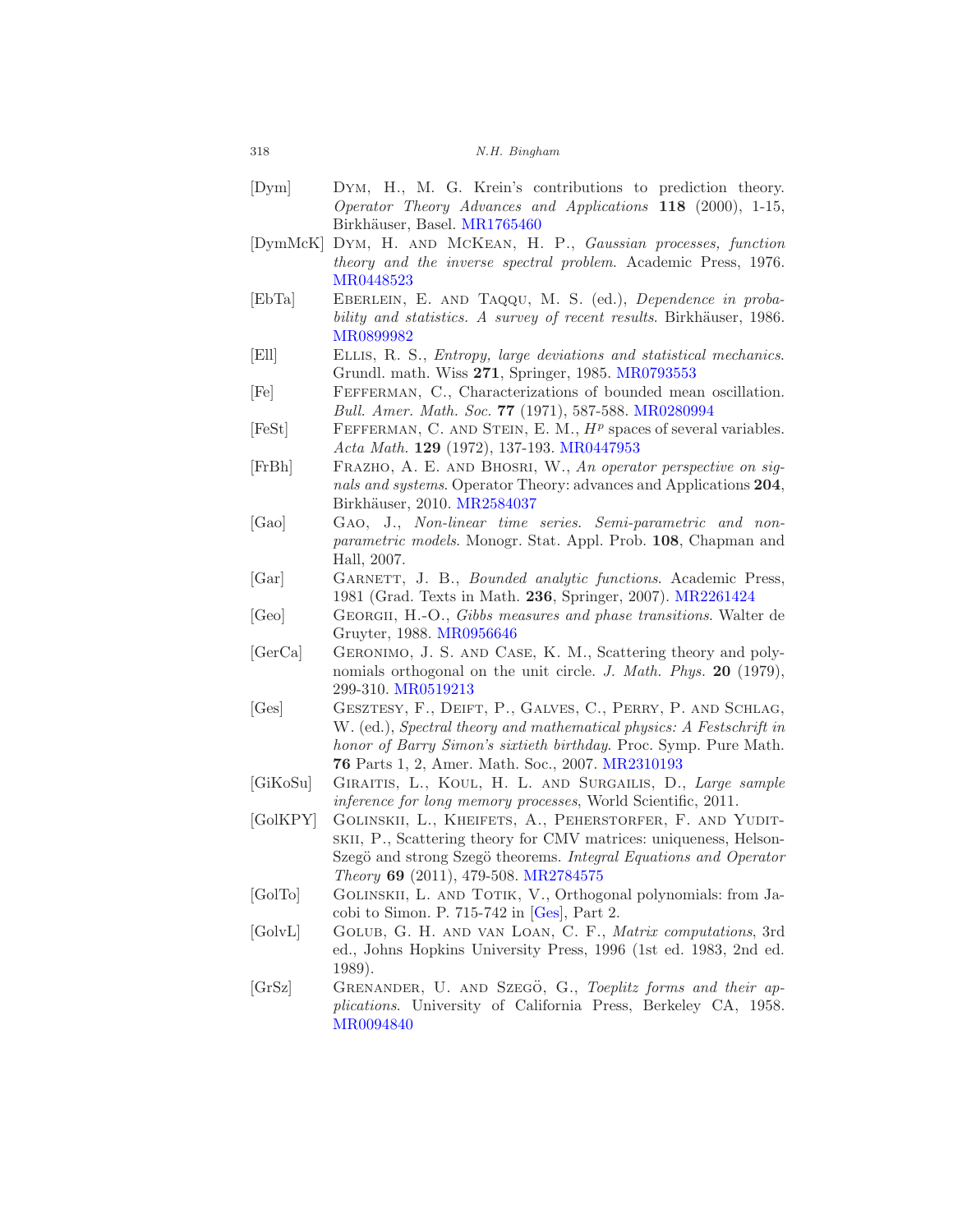[Dym] Dym, H., M. G. Krein's contributions to prediction theory. *Operator Theory Advances and Applications* **118** (2000), 1-15, Birkhäuser, Basel. MR1765460

[DymMcK] Dym, H. and McKean, H. P., *Gaussian processes, function theory and the inverse spectral problem*. Academic Press, 1976. MR0448523

[EbTa] Eberlein, E. and Taqqu, M. S. (ed.), *Dependence in probability and statistics. A survey of recent results*. Birkhäuser, 1986. MR0899982

[Ell] Ellis, R. S., *Entropy, large deviations and statistical mechanics*. Grundl. math. Wiss **271**, Springer, 1985. MR0793553

[Fe] Fefferman, C., Characterizations of bounded mean oscillation. *Bull. Amer. Math. Soc.* **77** (1971), 587-588. MR0280994

[FeSt] Fefferman, C. and Stein, E. M., $H^p$ spaces of several variables. *Acta Math.* **129** (1972), 137-193. MR0447953

[FrBh] Frazho, A. E. and Bhosri, W., *An operator perspective on signals and systems*. Operator Theory: advances and Applications **204**, Birkhäuser, 2010. MR2584037

[Gao] Gao, J., *Non-linear time series. Semi-parametric and non-parametric models*. Monogr. Stat. Appl. Prob. **108**, Chapman and Hall, 2007.

[Gar] Garnett, J. B., *Bounded analytic functions*. Academic Press, 1981 (Grad. Texts in Math. **236**, Springer, 2007). MR2261424

[Geo] Georgii, H.-O., *Gibbs measures and phase transitions*. Walter de Gruyter, 1988. MR0956646

[GerCa] Geronimo, J. S. and Case, K. M., Scattering theory and polynomials orthogonal on the unit circle. *J. Math. Phys.* **20** (1979), 299-310. MR0519213

[Ges] Gesztesy, F., Deift, P., Galves, C., Perry, P. and Schlag, W. (ed.), *Spectral theory and mathematical physics: A Festschrift in honor of Barry Simon's sixtieth birthday*. Proc. Symp. Pure Math. **76** Parts 1, 2, Amer. Math. Soc., 2007. MR2310193

[GiKoSu] Giraitis, L., Koul, H. L. and Surgailis, D., *Large sample inference for long memory processes*, World Scientific, 2011.

[GolKPY] Golinskii, L., Kheifets, A., Peherstorfer, F. and Yuditskii, P., Scattering theory for CMV matrices: uniqueness, Helson-Szegö and strong Szegö theorems. *Integral Equations and Operator Theory* **69** (2011), 479-508. MR2784575

[GolTo] Golinskii, L. and Totik, V., Orthogonal polynomials: from Jacobi to Simon. P. 715-742 in [Ges], Part 2.

[GolvL] Golub, G. H. and van Loan, C. F., *Matrix computations*, 3rd ed., Johns Hopkins University Press, 1996 (1st ed. 1983, 2nd ed. 1989).

[GrSz] Grenander, U. and Szegö, G., *Toeplitz forms and their applications*. University of California Press, Berkeley CA, 1958. MR0094840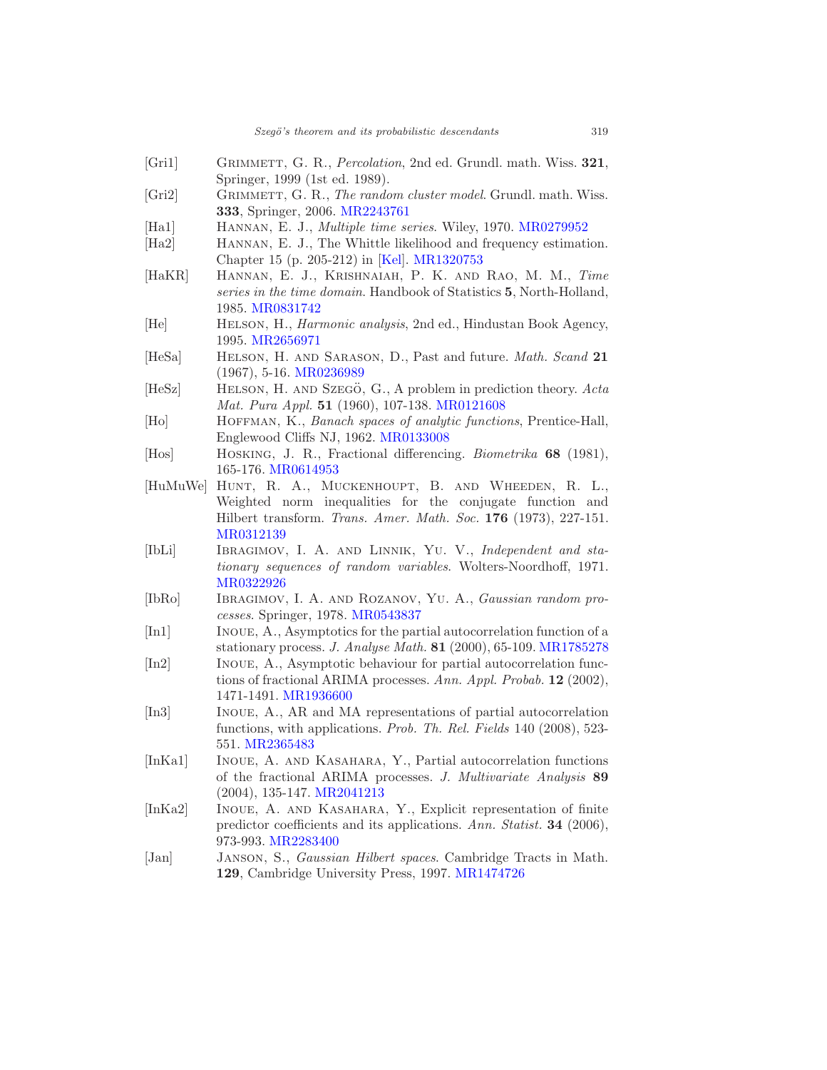[Gri1] Grimmett, G. R., *Percolation*, 2nd ed. Grundl. math. Wiss. **321**, Springer, 1999 (1st ed. 1989).

[Gri2] Grimmett, G. R., *The random cluster model*. Grundl. math. Wiss. **333**, Springer, 2006. MR2243761

[Ha1] Hannan, E. J., *Multiple time series*. Wiley, 1970. MR0279952

[Ha2] Hannan, E. J., The Whittle likelihood and frequency estimation. Chapter 15 (p. 205-212) in [Kel]. MR1320753

[HaKR] Hannan, E. J., Krishnaiah, P. K. and Rao, M. M., *Time series in the time domain*. Handbook of Statistics **5**, North-Holland, 1985. MR0831742

[He] Helson, H., *Harmonic analysis*, 2nd ed., Hindustan Book Agency, 1995. MR2656971

[HeSa] Helson, H. and Sarason, D., Past and future. *Math. Scand* **21** (1967), 5-16. MR0236989

[HeSz] Helson, H. and Szegö, G., A problem in prediction theory. *Acta Mat. Pura Appl.* **51** (1960), 107-138. MR0121608

[Ho] Hoffman, K., *Banach spaces of analytic functions*, Prentice-Hall, Englewood Cliffs NJ, 1962. MR0133008

[Hos] Hosking, J. R., Fractional differencing. *Biometrika* **68** (1981), 165-176. MR0614953

[HuMuWe] Hunt, R. A., Muckenhoupt, B. and Wheeden, R. L., Weighted norm inequalities for the conjugate function and Hilbert transform. *Trans. Amer. Math. Soc.* **176** (1973), 227-151. MR0312139

[IbLi] Ibragimov, I. A. and Linnik, Yu. V., *Independent and stationary sequences of random variables*. Wolters-Noordhoff, 1971. MR0322926

[IbRo] Ibragimov, I. A. and Rozanov, Yu. A., *Gaussian random processes*. Springer, 1978. MR0543837

[In1] Inoue, A., Asymptotics for the partial autocorrelation function of a stationary process. *J. Analyse Math.* **81** (2000), 65-109. MR1785278

[In2] Inoue, A., Asymptotic behaviour for partial autocorrelation functions of fractional ARIMA processes. *Ann. Appl. Probab.* **12** (2002), 1471-1491. MR1936600

[In3] Inoue, A., AR and MA representations of partial autocorrelation functions, with applications. *Prob. Th. Rel. Fields* 140 (2008), 523-551. MR2365483

[InKa1] Inoue, A. and Kasahara, Y., Partial autocorrelation functions of the fractional ARIMA processes. *J. Multivariate Analysis* **89** (2004), 135-147. MR2041213

[InKa2] Inoue, A. and Kasahara, Y., Explicit representation of finite predictor coefficients and its applications. *Ann. Statist.* **34** (2006), 973-993. MR2283400

[Jan] Janson, S., *Gaussian Hilbert spaces*. Cambridge Tracts in Math. **129**, Cambridge University Press, 1997. MR1474726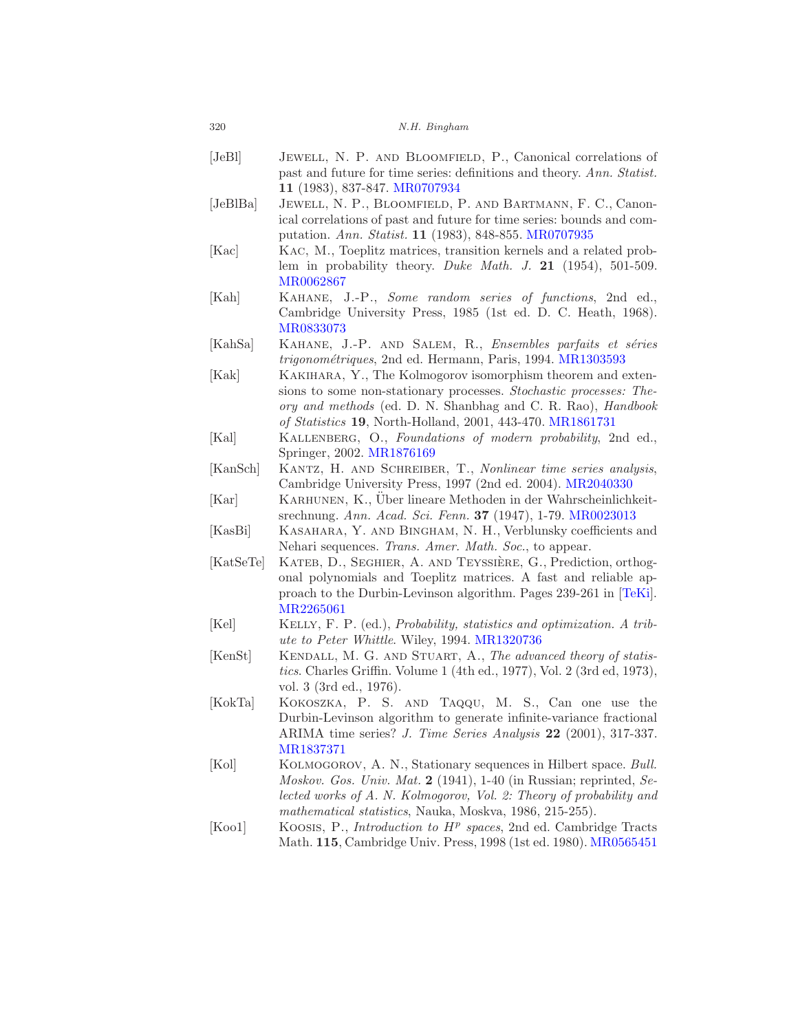[JeBl] Jewell, N. P. and Bloomfield, P., Canonical correlations of past and future for time series: definitions and theory. *Ann. Statist.* **11** (1983), 837-847. MR0707934

[JeBlBa] Jewell, N. P., Bloomfield, P. and Bartmann, F. C., Canonical correlations of past and future for time series: bounds and computation. *Ann. Statist.* **11** (1983), 848-855. MR0707935

[Kac] Kac, M., Toeplitz matrices, transition kernels and a related problem in probability theory. *Duke Math. J.* **21** (1954), 501-509. MR0062867

[Kah] Kahane, J.-P., *Some random series of functions*, 2nd ed., Cambridge University Press, 1985 (1st ed. D. C. Heath, 1968). MR0833073

[KahSa] Kahane, J.-P. and Salem, R., *Ensembles parfaits et séries trigonométriques*, 2nd ed. Hermann, Paris, 1994. MR1303593

[Kak] Kakihara, Y., The Kolmogorov isomorphism theorem and extensions to some non-stationary processes. *Stochastic processes: Theory and methods* (ed. D. N. Shanbhag and C. R. Rao), *Handbook of Statistics* **19**, North-Holland, 2001, 443-470. MR1861731

[Kal] Kallenberg, O., *Foundations of modern probability*, 2nd ed., Springer, 2002. MR1876169

[KanSch] Kantz, H. and Schreiber, T., *Nonlinear time series analysis*, Cambridge University Press, 1997 (2nd ed. 2004). MR2040330

[Kar] Karhunen, K., Über lineare Methoden in der Wahrscheinlichkeitsrechnung. *Ann. Acad. Sci. Fenn.* **37** (1947), 1-79. MR0023013

[KasBi] Kasahara, Y. and Bingham, N. H., Verblunsky coefficients and Nehari sequences. *Trans. Amer. Math. Soc.*, to appear.

[KatSeTe] Kateb, D., Seghier, A. and Teyssière, G., Prediction, orthogonal polynomials and Toeplitz matrices. A fast and reliable approach to the Durbin-Levinson algorithm. Pages 239-261 in [TeKi]. MR2265061

[Kel] Kelly, F. P. (ed.), *Probability, statistics and optimization. A tribute to Peter Whittle*. Wiley, 1994. MR1320736

[KenSt] Kendall, M. G. and Stuart, A., *The advanced theory of statistics*. Charles Griffin. Volume 1 (4th ed., 1977), Vol. 2 (3rd ed, 1973), vol. 3 (3rd ed., 1976).

[KokTa] Kokoszka, P. S. and Taqqu, M. S., Can one use the Durbin-Levinson algorithm to generate infinite-variance fractional ARIMA time series? *J. Time Series Analysis* **22** (2001), 317-337. MR1837371

[Kol] Kolmogorov, A. N., Stationary sequences in Hilbert space. *Bull. Moskov. Gos. Univ. Mat.* **2** (1941), 1-40 (in Russian; reprinted, *Selected works of A. N. Kolmogorov, Vol. 2: Theory of probability and mathematical statistics*, Nauka, Moskva, 1986, 215-255).

[Koo1] Koosis, P., *Introduction to $H^p$ spaces*, 2nd ed. Cambridge Tracts Math. **115**, Cambridge Univ. Press, 1998 (1st ed. 1980). MR0565451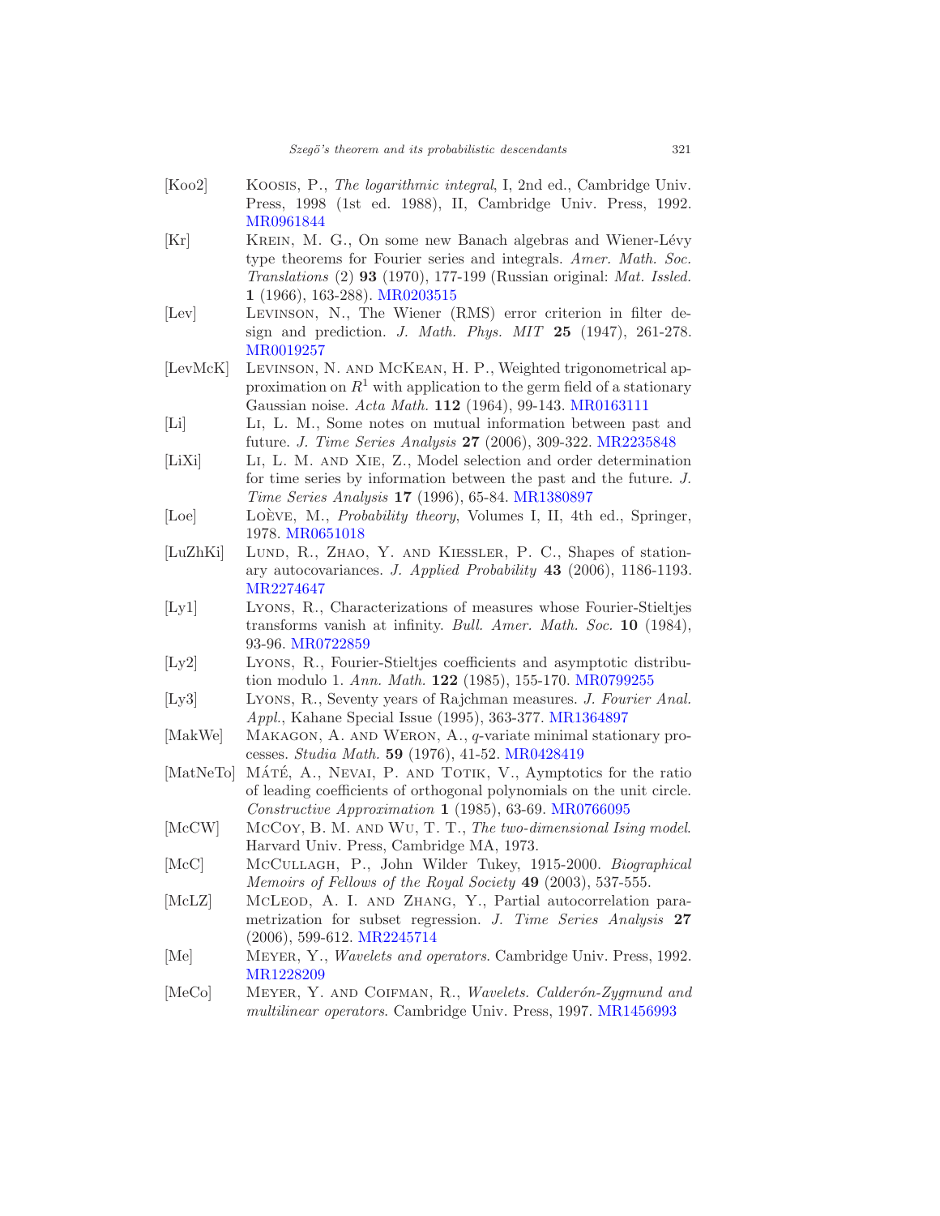[Koo2] Koosis, P., *The logarithmic integral*, I, 2nd ed., Cambridge Univ. Press, 1998 (1st ed. 1988), II, Cambridge Univ. Press, 1992. MR0961844

[Kr] Krein, M. G., On some new Banach algebras and Wiener-Lévy type theorems for Fourier series and integrals. *Amer. Math. Soc. Translations* (2) **93** (1970), 177-199 (Russian original: *Mat. Issled.* **1** (1966), 163-288). MR0203515

[Lev] Levinson, N., The Wiener (RMS) error criterion in filter design and prediction. *J. Math. Phys. MIT* **25** (1947), 261-278. MR0019257

[LevMcK] Levinson, N. and McKean, H. P., Weighted trigonometrical approximation on $R^1$ with application to the germ field of a stationary Gaussian noise. *Acta Math.* **112** (1964), 99-143. MR0163111

[Li] Li, L. M., Some notes on mutual information between past and future. *J. Time Series Analysis* **27** (2006), 309-322. MR2235848

[LiXi] Li, L. M. and Xie, Z., Model selection and order determination for time series by information between the past and the future. *J. Time Series Analysis* **17** (1996), 65-84. MR1380897

[Loe] Loève, M., *Probability theory*, Volumes I, II, 4th ed., Springer, 1978. MR0651018

[LuZhKi] Lund, R., Zhao, Y. and Kiessler, P. C., Shapes of stationary autocovariances. *J. Applied Probability* **43** (2006), 1186-1193. MR2274647

[Ly1] Lyons, R., Characterizations of measures whose Fourier-Stieltjes transforms vanish at infinity. *Bull. Amer. Math. Soc.* **10** (1984), 93-96. MR0722859

[Ly2] Lyons, R., Fourier-Stieltjes coefficients and asymptotic distribution modulo 1. *Ann. Math.* **122** (1985), 155-170. MR0799255

[Ly3] Lyons, R., Seventy years of Rajchman measures. *J. Fourier Anal. Appl.*, Kahane Special Issue (1995), 363-377. MR1364897

[MakWe] Makagon, A. and Weron, A., *q*-variate minimal stationary processes. *Studia Math.* **59** (1976), 41-52. MR0428419

[MatNeTo] Máté, A., Nevai, P. and Totik, V., Aymptotics for the ratio of leading coefficients of orthogonal polynomials on the unit circle. *Constructive Approximation* **1** (1985), 63-69. MR0766095

[McCW] McCoy, B. M. and Wu, T. T., *The two-dimensional Ising model*. Harvard Univ. Press, Cambridge MA, 1973.

[McC] McCullagh, P., John Wilder Tukey, 1915-2000. *Biographical Memoirs of Fellows of the Royal Society* **49** (2003), 537-555.

[McLZ] McLeod, A. I. and Zhang, Y., Partial autocorrelation parametrization for subset regression. *J. Time Series Analysis* **27** (2006), 599-612. MR2245714

[Me] Meyer, Y., *Wavelets and operators*. Cambridge Univ. Press, 1992. MR1228209

[MeCo] Meyer, Y. and Coifman, R., *Wavelets. Calderón-Zygmund and multilinear operators*. Cambridge Univ. Press, 1997. MR1456993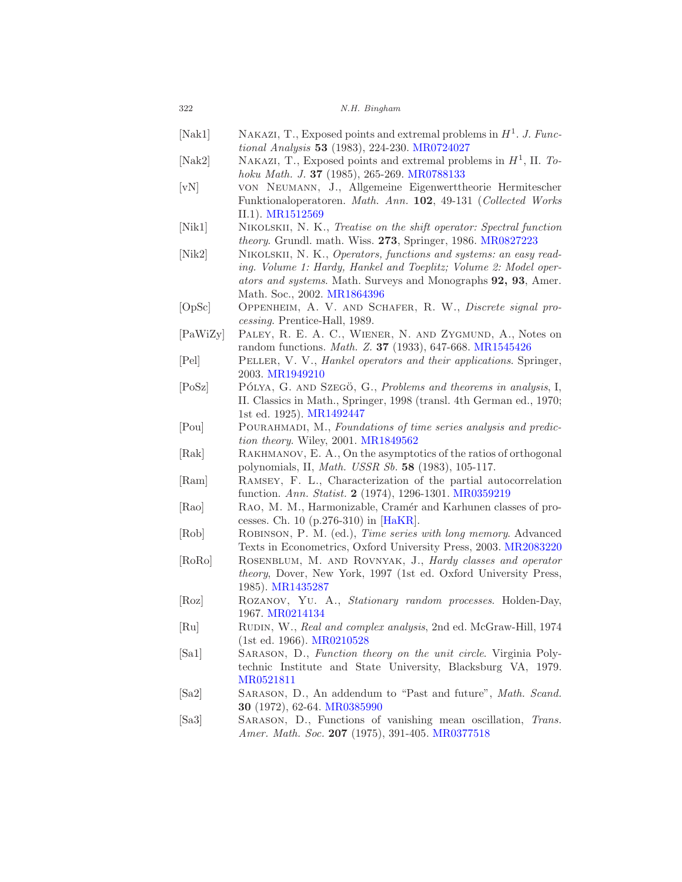[Nak1] NAKAZI, T., Exposed points and extremal problems in $H^1$. *J. Functional Analysis* **53** (1983), 224-230. MR0724027

[Nak2] NAKAZI, T., Exposed points and extremal problems in $H^1$, II. *Tohoku Math. J.* **37** (1985), 265-269. MR0788133

[vN] VON NEUMANN, J., Allgemeine Eigenwerttheorie Hermitescher Funktionaloperatoren. *Math. Ann.* **102**, 49-131 (*Collected Works* II.1). MR1512569

[Nik1] NIKOLSKII, N. K., *Treatise on the shift operator: Spectral function theory*. Grundl. math. Wiss. **273**, Springer, 1986. MR0827223

[Nik2] NIKOLSKII, N. K., *Operators, functions and systems: an easy reading. Volume 1: Hardy, Hankel and Toeplitz; Volume 2: Model operators and systems*. Math. Surveys and Monographs **92, 93**, Amer. Math. Soc., 2002. MR1864396

[OpSc] OPPENHEIM, A. V. AND SCHAFER, R. W., *Discrete signal processing*. Prentice-Hall, 1989.

[PaWiZy] PALEY, R. E. A. C., WIENER, N. AND ZYGMUND, A., Notes on random functions. *Math. Z.* **37** (1933), 647-668. MR1545426

[Pel] PELLER, V. V., *Hankel operators and their applications*. Springer, 2003. MR1949210

[PoSz] PÓLYA, G. AND SZEGÖ, G., *Problems and theorems in analysis*, I, II. Classics in Math., Springer, 1998 (transl. 4th German ed., 1970; 1st ed. 1925). MR1492447

[Pou] POURAHMADI, M., *Foundations of time series analysis and prediction theory*. Wiley, 2001. MR1849562

[Rak] RAKHMANOV, E. A., On the asymptotics of the ratios of orthogonal polynomials, II, *Math. USSR Sb.* **58** (1983), 105-117.

[Ram] RAMSEY, F. L., Characterization of the partial autocorrelation function. *Ann. Statist.* **2** (1974), 1296-1301. MR0359219

[Rao] RAO, M. M., Harmonizable, Cramér and Karhunen classes of processes. Ch. 10 (p.276-310) in [HaKR].

[Rob] ROBINSON, P. M. (ed.), *Time series with long memory*. Advanced Texts in Econometrics, Oxford University Press, 2003. MR2083220

[RoRo] ROSENBLUM, M. AND ROVNYAK, J., *Hardy classes and operator theory*, Dover, New York, 1997 (1st ed. Oxford University Press, 1985). MR1435287

[Roz] ROZANOV, YU. A., *Stationary random processes*. Holden-Day, 1967. MR0214134

[Ru] RUDIN, W., *Real and complex analysis*, 2nd ed. McGraw-Hill, 1974 (1st ed. 1966). MR0210528

[Sa1] SARASON, D., *Function theory on the unit circle*. Virginia Polytechnic Institute and State University, Blacksburg VA, 1979. MR0521811

[Sa2] SARASON, D., An addendum to "Past and future", *Math. Scand.* **30** (1972), 62-64. MR0385990

[Sa3] SARASON, D., Functions of vanishing mean oscillation, *Trans. Amer. Math. Soc.* **207** (1975), 391-405. MR0377518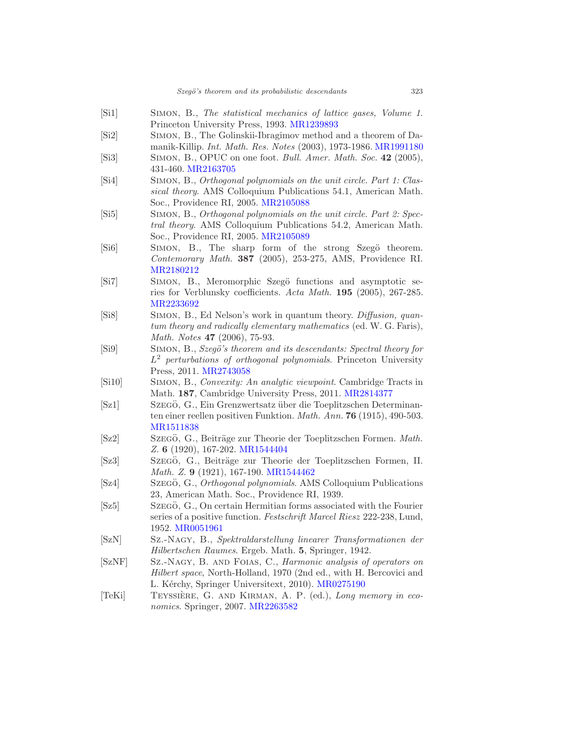[Si1] Simon, B., *The statistical mechanics of lattice gases, Volume 1*. Princeton University Press, 1993. MR1239893

[Si2] Simon, B., The Golinskii-Ibragimov method and a theorem of Damanik-Killip. *Int. Math. Res. Notes* (2003), 1973-1986. MR1991180

[Si3] Simon, B., OPUC on one foot. *Bull. Amer. Math. Soc.* **42** (2005), 431-460. MR2163705

[Si4] Simon, B., *Orthogonal polynomials on the unit circle. Part 1: Classical theory*. AMS Colloquium Publications 54.1, American Math. Soc., Providence RI, 2005. MR2105088

[Si5] Simon, B., *Orthogonal polynomials on the unit circle. Part 2: Spectral theory*. AMS Colloquium Publications 54.2, American Math. Soc., Providence RI, 2005. MR2105089

[Si6] Simon, B., The sharp form of the strong Szegö theorem. *Contemorary Math.* **387** (2005), 253-275, AMS, Providence RI. MR2180212

[Si7] Simon, B., Meromorphic Szegö functions and asymptotic series for Verblunsky coefficients. *Acta Math.* **195** (2005), 267-285. MR2233692

[Si8] Simon, B., Ed Nelson's work in quantum theory. *Diffusion, quantum theory and radically elementary mathematics* (ed. W. G. Faris), *Math. Notes* **47** (2006), 75-93.

[Si9] Simon, B., *Szegö's theorem and its descendants: Spectral theory for $L^2$ perturbations of orthogonal polynomials*. Princeton University Press, 2011. MR2743058

[Si10] Simon, B., *Convexity: An analytic viewpoint*. Cambridge Tracts in Math. **187**, Cambridge University Press, 2011. MR2814377

[Sz1] Szegö, G., Ein Grenzwertsatz über die Toeplitzschen Determinanten einer reellen positiven Funktion. *Math. Ann.* **76** (1915), 490-503. MR1511838

[Sz2] Szegö, G., Beiträge zur Theorie der Toeplitzschen Formen. *Math. Z.* **6** (1920), 167-202. MR1544404

[Sz3] Szegö, G., Beiträge zur Theorie der Toeplitzschen Formen, II. *Math. Z.* **9** (1921), 167-190. MR1544462

[Sz4] Szegö, G., *Orthogonal polynomials*. AMS Colloquium Publications 23, American Math. Soc., Providence RI, 1939.

[Sz5] Szegö, G., On certain Hermitian forms associated with the Fourier series of a positive function. *Festschrift Marcel Riesz* 222-238, Lund, 1952. MR0051961

[SzN] Sz.-Nagy, B., *Spektraldarstellung linearer Transformationen der Hilbertschen Raumes*. Ergeb. Math. **5**, Springer, 1942.

[SzNF] Sz.-Nagy, B. and Foias, C., *Harmonic analysis of operators on Hilbert space*, North-Holland, 1970 (2nd ed., with H. Bercovici and L. Kérchy, Springer Universitext, 2010). MR0275190

[TeKi] Teyssière, G. and Kirman, A. P. (ed.), *Long memory in economics*. Springer, 2007. MR2263582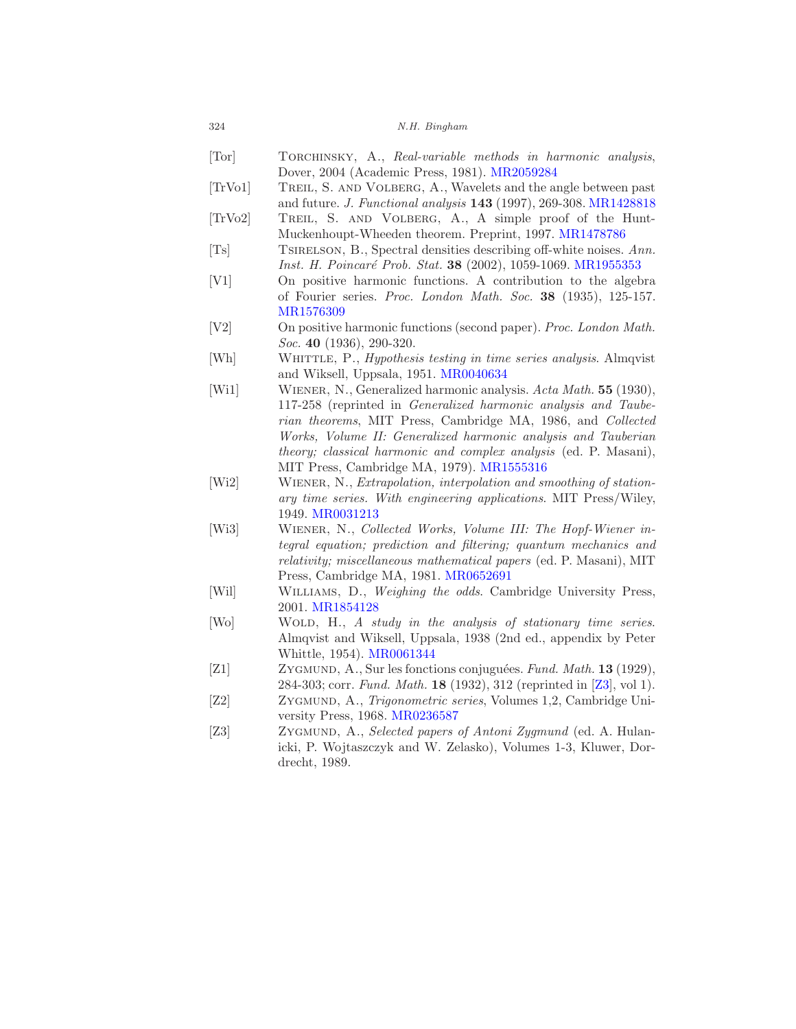[Tor] Torchinsky, A., *Real-variable methods in harmonic analysis*, Dover, 2004 (Academic Press, 1981). MR2059284

[TrVo1] Treil, S. and Volberg, A., Wavelets and the angle between past and future. *J. Functional analysis* **143** (1997), 269-308. MR1428818

[TrVo2] Treil, S. and Volberg, A., A simple proof of the Hunt-Muckenhoupt-Wheeden theorem. Preprint, 1997. MR1478786

[Ts] Tsirelson, B., Spectral densities describing off-white noises. *Ann. Inst. H. Poincaré Prob. Stat.* **38** (2002), 1059-1069. MR1955353

[V1] On positive harmonic functions. A contribution to the algebra of Fourier series. *Proc. London Math. Soc.* **38** (1935), 125-157. MR1576309

[V2] On positive harmonic functions (second paper). *Proc. London Math. Soc.* **40** (1936), 290-320.

[Wh] Whittle, P., *Hypothesis testing in time series analysis*. Almqvist and Wiksell, Uppsala, 1951. MR0040634

[Wi1] Wiener, N., Generalized harmonic analysis. *Acta Math.* **55** (1930), 117-258 (reprinted in *Generalized harmonic analysis and Tauberian theorems*, MIT Press, Cambridge MA, 1986, and *Collected Works, Volume II: Generalized harmonic analysis and Tauberian theory; classical harmonic and complex analysis* (ed. P. Masani), MIT Press, Cambridge MA, 1979). MR1555316

[Wi2] Wiener, N., *Extrapolation, interpolation and smoothing of stationary time series. With engineering applications*. MIT Press/Wiley, 1949. MR0031213

[Wi3] Wiener, N., *Collected Works, Volume III: The Hopf-Wiener integral equation; prediction and filtering; quantum mechanics and relativity; miscellaneous mathematical papers* (ed. P. Masani), MIT Press, Cambridge MA, 1981. MR0652691

[Wil] Williams, D., *Weighing the odds*. Cambridge University Press, 2001. MR1854128

[Wo] Wold, H., *A study in the analysis of stationary time series*. Almqvist and Wiksell, Uppsala, 1938 (2nd ed., appendix by Peter Whittle, 1954). MR0061344

[Z1] Zygmund, A., Sur les fonctions conjuguées. *Fund. Math.* **13** (1929), 284-303; corr. *Fund. Math.* **18** (1932), 312 (reprinted in [Z3], vol 1).

[Z2] Zygmund, A., *Trigonometric series*, Volumes 1,2, Cambridge University Press, 1968. MR0236587

[Z3] Zygmund, A., *Selected papers of Antoni Zygmund* (ed. A. Hulanicki, P. Wojtaszczyk and W. Zelasko), Volumes 1-3, Kluwer, Dordrecht, 1989.